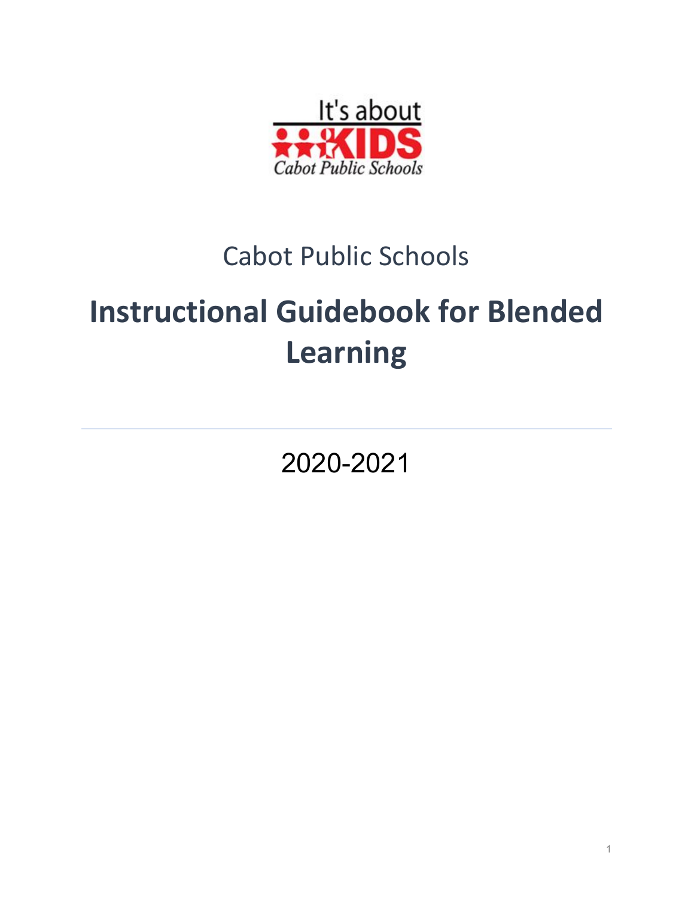It's about KIDS

Cabot Public Schools

Cabot Public Schools

# Instructional Guidebook for Blended Learning

2020-2021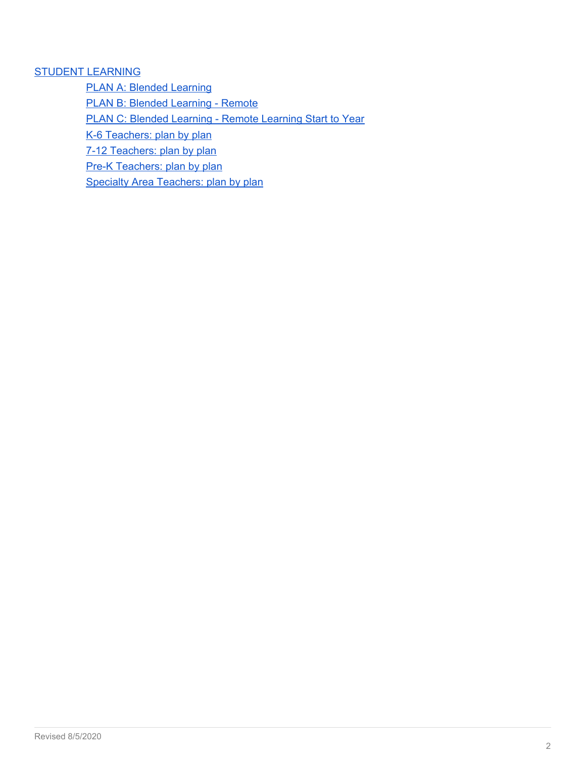STUDENT LEARNING

- PLAN A: Blended Learning
- PLAN B: Blended Learning - Remote
- PLAN C: Blended Learning - Remote Learning Start to Year
- K-6 Teachers: plan by plan
- 7-12 Teachers: plan by plan
- Pre-K Teachers: plan by plan
- Specialty Area Teachers: plan by plan

Revised 8/5/2020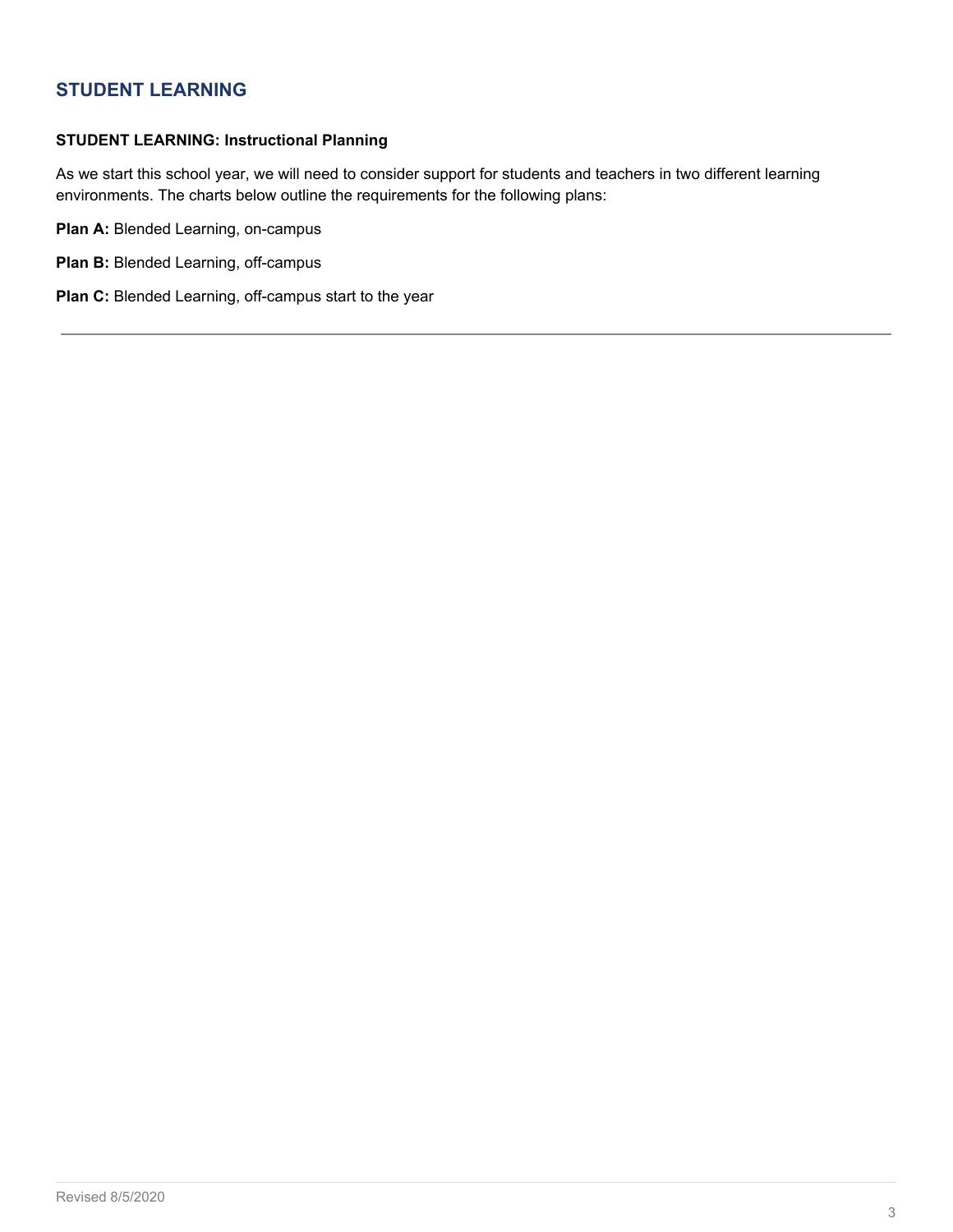## STUDENT LEARNING

**STUDENT LEARNING: Instructional Planning**

As we start this school year, we will need to consider support for students and teachers in two different learning environments. The charts below outline the requirements for the following plans:

**Plan A:** Blended Learning, on-campus

**Plan B:** Blended Learning, off-campus

**Plan C:** Blended Learning, off-campus start to the year

---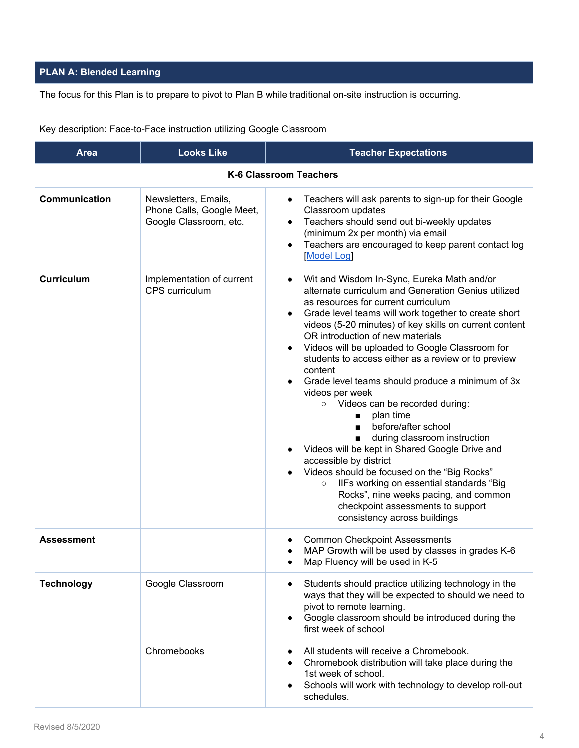| PLAN A: Blended Learning | | |
|---|---|---|
| The focus for this Plan is to prepare to pivot to Plan B while traditional on-site instruction is occurring. | | |
| Key description: Face-to-Face instruction utilizing Google Classroom | | |
| **Area** | **Looks Like** | **Teacher Expectations** |
| **K-6 Classroom Teachers** | | |
| **Communication** | Newsletters, Emails, Phone Calls, Google Meet, Google Classroom, etc. | • Teachers will ask parents to sign-up for their Google Classroom updates<br>• Teachers should send out bi-weekly updates (minimum 2x per month) via email<br>• Teachers are encouraged to keep parent contact log [Model Log] |
| **Curriculum** | Implementation of current CPS curriculum | • Wit and Wisdom In-Sync, Eureka Math and/or alternate curriculum and Generation Genius utilized as resources for current curriculum<br>• Grade level teams will work together to create short videos (5-20 minutes) of key skills on current content OR introduction of new materials<br>• Videos will be uploaded to Google Classroom for students to access either as a review or to preview content<br>• Grade level teams should produce a minimum of 3x videos per week<br>&nbsp;&nbsp;○ Videos can be recorded during:<br>&nbsp;&nbsp;&nbsp;&nbsp;■ plan time<br>&nbsp;&nbsp;&nbsp;&nbsp;■ before/after school<br>&nbsp;&nbsp;&nbsp;&nbsp;■ during classroom instruction<br>• Videos will be kept in Shared Google Drive and accessible by district<br>• Videos should be focused on the "Big Rocks"<br>&nbsp;&nbsp;○ IIFs working on essential standards "Big Rocks", nine weeks pacing, and common checkpoint assessments to support consistency across buildings |
| **Assessment** | | • Common Checkpoint Assessments<br>• MAP Growth will be used by classes in grades K-6<br>• Map Fluency will be used in K-5 |
| **Technology** | Google Classroom | • Students should practice utilizing technology in the ways that they will be expected to should we need to pivot to remote learning.<br>• Google classroom should be introduced during the first week of school |
| | Chromebooks | • All students will receive a Chromebook.<br>• Chromebook distribution will take place during the 1st week of school.<br>• Schools will work with technology to develop roll-out schedules. |

Revised 8/5/2020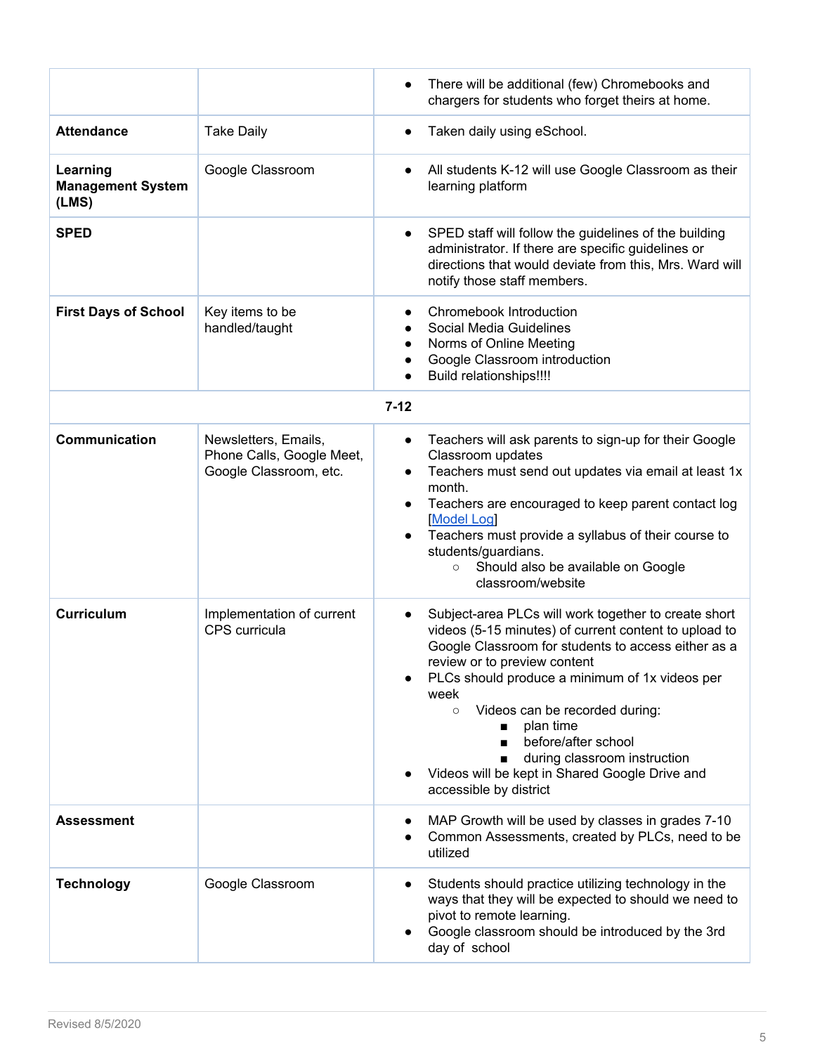| | | |
|---|---|---|
| | | • There will be additional (few) Chromebooks and chargers for students who forget theirs at home. |
| **Attendance** | Take Daily | • Taken daily using eSchool. |
| **Learning Management System (LMS)** | Google Classroom | • All students K-12 will use Google Classroom as their learning platform |
| **SPED** | | • SPED staff will follow the guidelines of the building administrator. If there are specific guidelines or directions that would deviate from this, Mrs. Ward will notify those staff members. |
| **First Days of School** | Key items to be handled/taught | • Chromebook Introduction<br>• Social Media Guidelines<br>• Norms of Online Meeting<br>• Google Classroom introduction<br>• Build relationships!!!! |
| | **7-12** | |
| **Communication** | Newsletters, Emails, Phone Calls, Google Meet, Google Classroom, etc. | • Teachers will ask parents to sign-up for their Google Classroom updates<br>• Teachers must send out updates via email at least 1x month.<br>• Teachers are encouraged to keep parent contact log [Model Log]<br>• Teachers must provide a syllabus of their course to students/guardians.<br>&nbsp;&nbsp;&nbsp;&nbsp;○ Should also be available on Google classroom/website |
| **Curriculum** | Implementation of current CPS curricula | • Subject-area PLCs will work together to create short videos (5-15 minutes) of current content to upload to Google Classroom for students to access either as a review or to preview content<br>• PLCs should produce a minimum of 1x videos per week<br>&nbsp;&nbsp;&nbsp;&nbsp;○ Videos can be recorded during:<br>&nbsp;&nbsp;&nbsp;&nbsp;&nbsp;&nbsp;&nbsp;&nbsp;■ plan time<br>&nbsp;&nbsp;&nbsp;&nbsp;&nbsp;&nbsp;&nbsp;&nbsp;■ before/after school<br>&nbsp;&nbsp;&nbsp;&nbsp;&nbsp;&nbsp;&nbsp;&nbsp;■ during classroom instruction<br>• Videos will be kept in Shared Google Drive and accessible by district |
| **Assessment** | | • MAP Growth will be used by classes in grades 7-10<br>• Common Assessments, created by PLCs, need to be utilized |
| **Technology** | Google Classroom | • Students should practice utilizing technology in the ways that they will be expected to should we need to pivot to remote learning.<br>• Google classroom should be introduced by the 3rd day of school |

Revised 8/5/2020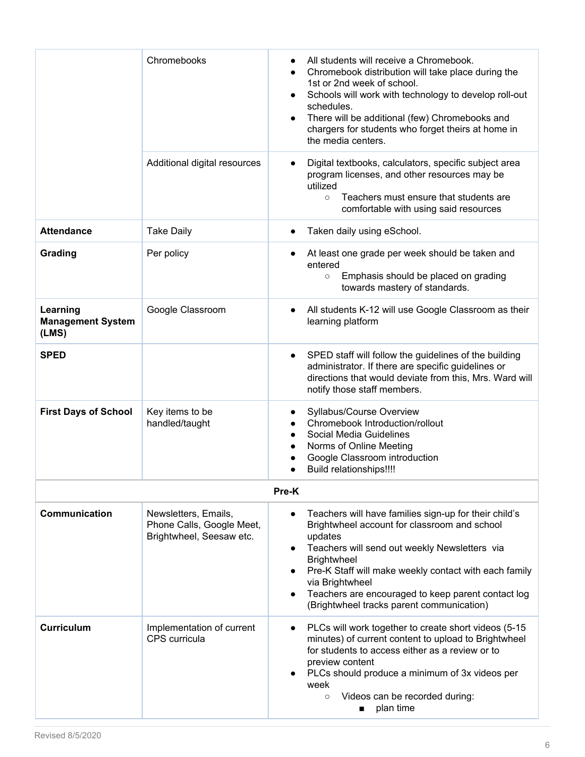| | | |
|---|---|---|
| | Chromebooks | • All students will receive a Chromebook.<br>• Chromebook distribution will take place during the 1st or 2nd week of school.<br>• Schools will work with technology to develop roll-out schedules.<br>• There will be additional (few) Chromebooks and chargers for students who forget theirs at home in the media centers. |
| | Additional digital resources | • Digital textbooks, calculators, specific subject area program licenses, and other resources may be utilized<br>  ○ Teachers must ensure that students are comfortable with using said resources |
| **Attendance** | Take Daily | • Taken daily using eSchool. |
| **Grading** | Per policy | • At least one grade per week should be taken and entered<br>  ○ Emphasis should be placed on grading towards mastery of standards. |
| **Learning Management System (LMS)** | Google Classroom | • All students K-12 will use Google Classroom as their learning platform |
| **SPED** | | • SPED staff will follow the guidelines of the building administrator. If there are specific guidelines or directions that would deviate from this, Mrs. Ward will notify those staff members. |
| **First Days of School** | Key items to be handled/taught | • Syllabus/Course Overview<br>• Chromebook Introduction/rollout<br>• Social Media Guidelines<br>• Norms of Online Meeting<br>• Google Classroom introduction<br>• Build relationships!!!! |
| **Pre-K** | | |
| **Communication** | Newsletters, Emails, Phone Calls, Google Meet, Brightwheel, Seesaw etc. | • Teachers will have families sign-up for their child's Brightwheel account for classroom and school updates<br>• Teachers will send out weekly Newsletters via Brightwheel<br>• Pre-K Staff will make weekly contact with each family via Brightwheel<br>• Teachers are encouraged to keep parent contact log (Brightwheel tracks parent communication) |
| **Curriculum** | Implementation of current CPS curricula | • PLCs will work together to create short videos (5-15 minutes) of current content to upload to Brightwheel for students to access either as a review or to preview content<br>• PLCs should produce a minimum of 3x videos per week<br>  ○ Videos can be recorded during:<br>    ■ plan time |

Revised 8/5/2020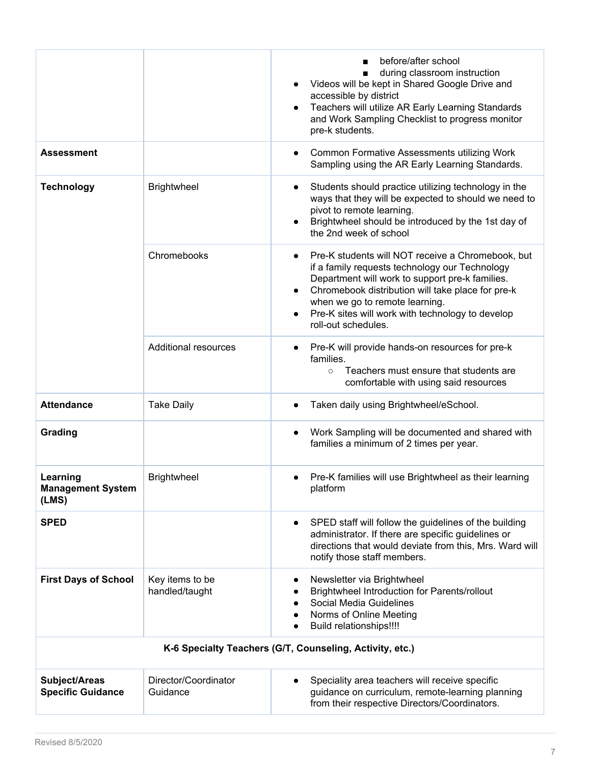| | | |
|---|---|---|
| | | ■ before/after school<br>■ during classroom instruction<br>● Videos will be kept in Shared Google Drive and accessible by district<br>● Teachers will utilize AR Early Learning Standards and Work Sampling Checklist to progress monitor pre-k students. |
| **Assessment** | | ● Common Formative Assessments utilizing Work Sampling using the AR Early Learning Standards. |
| **Technology** | Brightwheel | ● Students should practice utilizing technology in the ways that they will be expected to should we need to pivot to remote learning.<br>● Brightwheel should be introduced by the 1st day of the 2nd week of school |
| | Chromebooks | ● Pre-K students will NOT receive a Chromebook, but if a family requests technology our Technology Department will work to support pre-k families.<br>● Chromebook distribution will take place for pre-k when we go to remote learning.<br>● Pre-K sites will work with technology to develop roll-out schedules. |
| | Additional resources | ● Pre-K will provide hands-on resources for pre-k families.<br>○ Teachers must ensure that students are comfortable with using said resources |
| **Attendance** | Take Daily | ● Taken daily using Brightwheel/eSchool. |
| **Grading** | | ● Work Sampling will be documented and shared with families a minimum of 2 times per year. |
| **Learning Management System (LMS)** | Brightwheel | ● Pre-K families will use Brightwheel as their learning platform |
| **SPED** | | ● SPED staff will follow the guidelines of the building administrator. If there are specific guidelines or directions that would deviate from this, Mrs. Ward will notify those staff members. |
| **First Days of School** | Key items to be handled/taught | ● Newsletter via Brightwheel<br>● Brightwheel Introduction for Parents/rollout<br>● Social Media Guidelines<br>● Norms of Online Meeting<br>● Build relationships!!!! |
| **K-6 Specialty Teachers (G/T, Counseling, Activity, etc.)** | | |
| **Subject/Areas Specific Guidance** | Director/Coordinator Guidance | ● Speciality area teachers will receive specific guidance on curriculum, remote-learning planning from their respective Directors/Coordinators. |

Revised 8/5/2020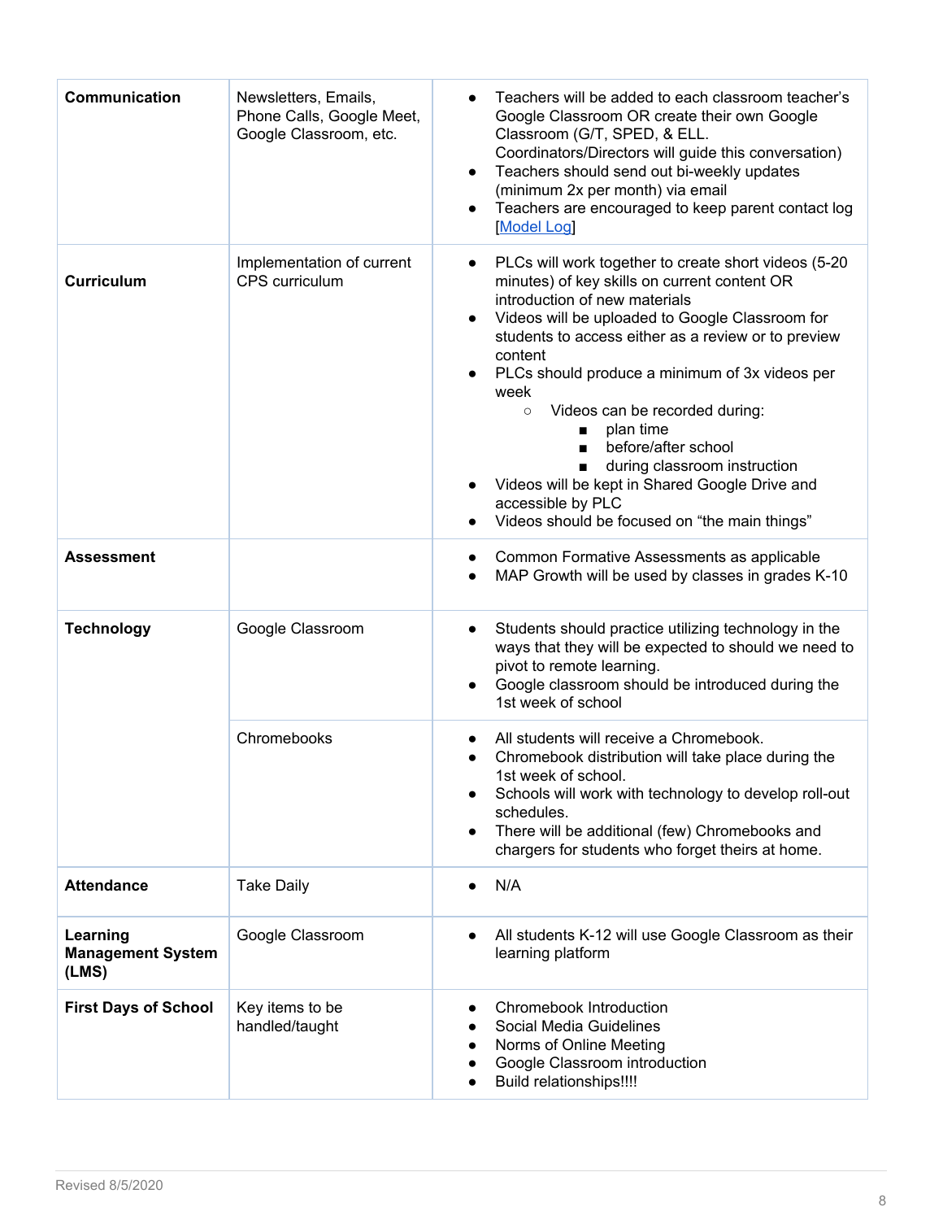| Communication | Newsletters, Emails, Phone Calls, Google Meet, Google Classroom, etc. | • Teachers will be added to each classroom teacher's Google Classroom OR create their own Google Classroom (G/T, SPED, & ELL. Coordinators/Directors will guide this conversation)<br>• Teachers should send out bi-weekly updates (minimum 2x per month) via email<br>• Teachers are encouraged to keep parent contact log [Model Log] |
|---|---|---|
| **Curriculum** | Implementation of current CPS curriculum | • PLCs will work together to create short videos (5-20 minutes) of key skills on current content OR introduction of new materials<br>• Videos will be uploaded to Google Classroom for students to access either as a review or to preview content<br>• PLCs should produce a minimum of 3x videos per week<br>&nbsp;&nbsp;&nbsp;&nbsp;○ Videos can be recorded during:<br>&nbsp;&nbsp;&nbsp;&nbsp;&nbsp;&nbsp;&nbsp;&nbsp;■ plan time<br>&nbsp;&nbsp;&nbsp;&nbsp;&nbsp;&nbsp;&nbsp;&nbsp;■ before/after school<br>&nbsp;&nbsp;&nbsp;&nbsp;&nbsp;&nbsp;&nbsp;&nbsp;■ during classroom instruction<br>• Videos will be kept in Shared Google Drive and accessible by PLC<br>• Videos should be focused on "the main things" |
| **Assessment** | | • Common Formative Assessments as applicable<br>• MAP Growth will be used by classes in grades K-10 |
| **Technology** | Google Classroom | • Students should practice utilizing technology in the ways that they will be expected to should we need to pivot to remote learning.<br>• Google classroom should be introduced during the 1st week of school |
| | Chromebooks | • All students will receive a Chromebook.<br>• Chromebook distribution will take place during the 1st week of school.<br>• Schools will work with technology to develop roll-out schedules.<br>• There will be additional (few) Chromebooks and chargers for students who forget theirs at home. |
| **Attendance** | Take Daily | • N/A |
| **Learning Management System (LMS)** | Google Classroom | • All students K-12 will use Google Classroom as their learning platform |
| **First Days of School** | Key items to be handled/taught | • Chromebook Introduction<br>• Social Media Guidelines<br>• Norms of Online Meeting<br>• Google Classroom introduction<br>• Build relationships!!!! |

Revised 8/5/2020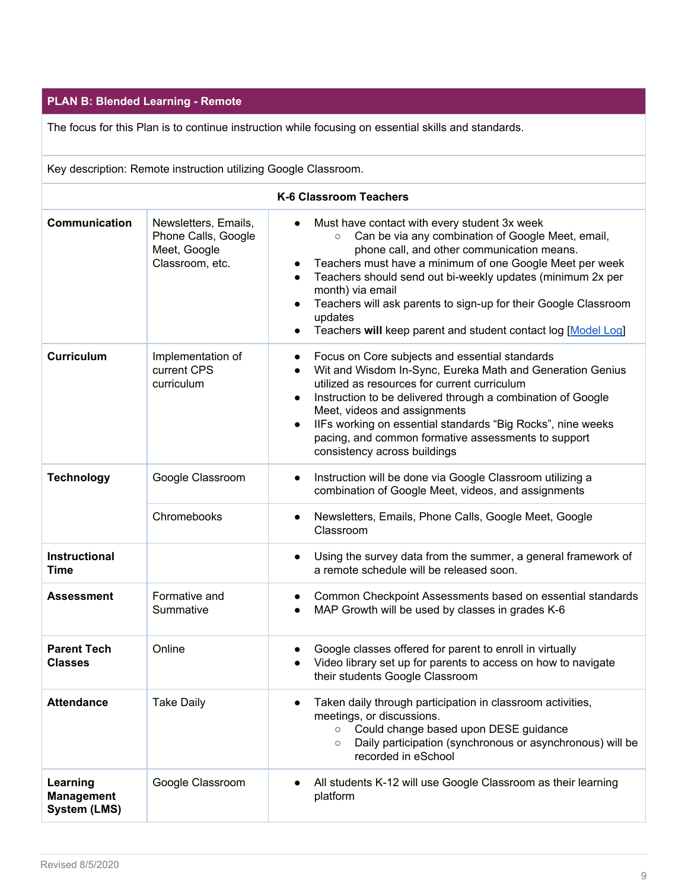## PLAN B: Blended Learning - Remote

The focus for this Plan is to continue instruction while focusing on essential skills and standards.

Key description: Remote instruction utilizing Google Classroom.

### K-6 Classroom Teachers

| | | |
|---|---|---|
| **Communication** | Newsletters, Emails, Phone Calls, Google Meet, Google Classroom, etc. | • Must have contact with every student 3x week<br>  ○ Can be via any combination of Google Meet, email, phone call, and other communication means.<br>• Teachers must have a minimum of one Google Meet per week<br>• Teachers should send out bi-weekly updates (minimum 2x per month) via email<br>• Teachers will ask parents to sign-up for their Google Classroom updates<br>• Teachers **will** keep parent and student contact log [Model Log] |
| **Curriculum** | Implementation of current CPS curriculum | • Focus on Core subjects and essential standards<br>• Wit and Wisdom In-Sync, Eureka Math and Generation Genius utilized as resources for current curriculum<br>• Instruction to be delivered through a combination of Google Meet, videos and assignments<br>• IIFs working on essential standards "Big Rocks", nine weeks pacing, and common formative assessments to support consistency across buildings |
| **Technology** | Google Classroom | • Instruction will be done via Google Classroom utilizing a combination of Google Meet, videos, and assignments |
| | Chromebooks | • Newsletters, Emails, Phone Calls, Google Meet, Google Classroom |
| **Instructional Time** | | • Using the survey data from the summer, a general framework of a remote schedule will be released soon. |
| **Assessment** | Formative and Summative | • Common Checkpoint Assessments based on essential standards<br>• MAP Growth will be used by classes in grades K-6 |
| **Parent Tech Classes** | Online | • Google classes offered for parent to enroll in virtually<br>• Video library set up for parents to access on how to navigate their students Google Classroom |
| **Attendance** | Take Daily | • Taken daily through participation in classroom activities, meetings, or discussions.<br>  ○ Could change based upon DESE guidance<br>  ○ Daily participation (synchronous or asynchronous) will be recorded in eSchool |
| **Learning Management System (LMS)** | Google Classroom | • All students K-12 will use Google Classroom as their learning platform |

Revised 8/5/2020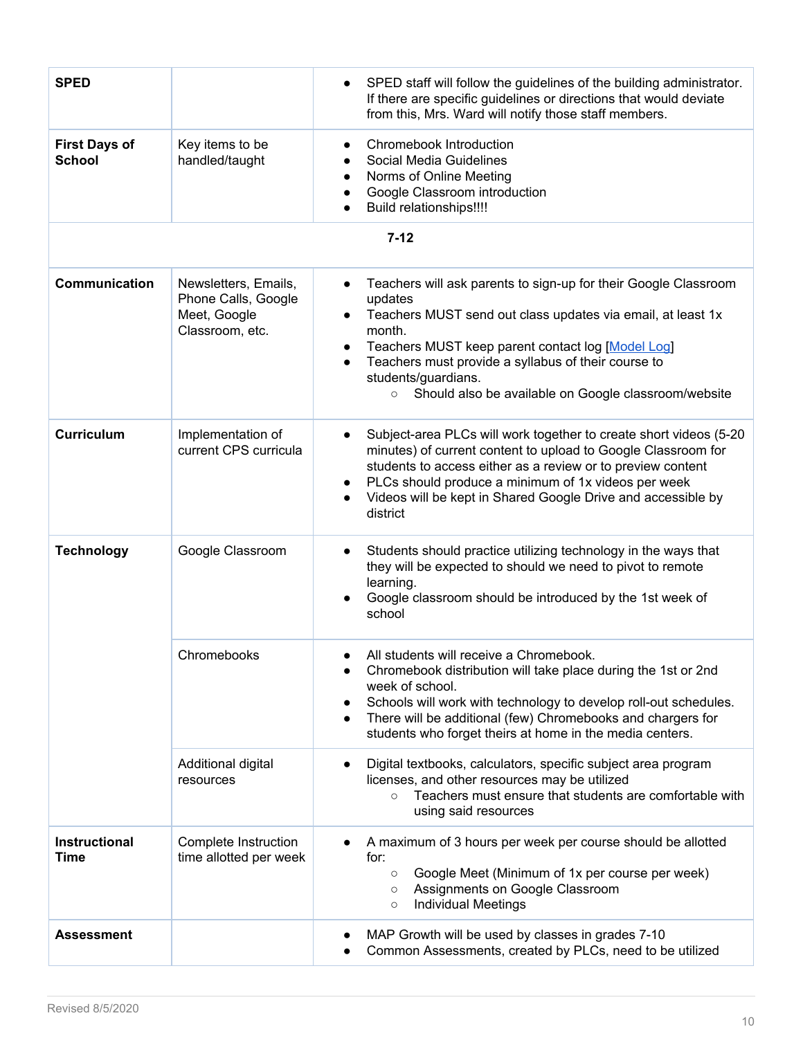| | | |
|---|---|---|
| **SPED** | | • SPED staff will follow the guidelines of the building administrator. If there are specific guidelines or directions that would deviate from this, Mrs. Ward will notify those staff members. |
| **First Days of School** | Key items to be handled/taught | • Chromebook Introduction<br>• Social Media Guidelines<br>• Norms of Online Meeting<br>• Google Classroom introduction<br>• Build relationships!!!! |
| | **7-12** | |
| **Communication** | Newsletters, Emails, Phone Calls, Google Meet, Google Classroom, etc. | • Teachers will ask parents to sign-up for their Google Classroom updates<br>• Teachers MUST send out class updates via email, at least 1x month.<br>• Teachers MUST keep parent contact log [Model Log]<br>• Teachers must provide a syllabus of their course to students/guardians.<br>&nbsp;&nbsp;&nbsp;&nbsp;○ Should also be available on Google classroom/website |
| **Curriculum** | Implementation of current CPS curricula | • Subject-area PLCs will work together to create short videos (5-20 minutes) of current content to upload to Google Classroom for students to access either as a review or to preview content<br>• PLCs should produce a minimum of 1x videos per week<br>• Videos will be kept in Shared Google Drive and accessible by district |
| **Technology** | Google Classroom | • Students should practice utilizing technology in the ways that they will be expected to should we need to pivot to remote learning.<br>• Google classroom should be introduced by the 1st week of school |
| | Chromebooks | • All students will receive a Chromebook.<br>• Chromebook distribution will take place during the 1st or 2nd week of school.<br>• Schools will work with technology to develop roll-out schedules.<br>• There will be additional (few) Chromebooks and chargers for students who forget theirs at home in the media centers. |
| | Additional digital resources | • Digital textbooks, calculators, specific subject area program licenses, and other resources may be utilized<br>&nbsp;&nbsp;&nbsp;&nbsp;○ Teachers must ensure that students are comfortable with using said resources |
| **Instructional Time** | Complete Instruction time allotted per week | • A maximum of 3 hours per week per course should be allotted for:<br>&nbsp;&nbsp;&nbsp;&nbsp;○ Google Meet (Minimum of 1x per course per week)<br>&nbsp;&nbsp;&nbsp;&nbsp;○ Assignments on Google Classroom<br>&nbsp;&nbsp;&nbsp;&nbsp;○ Individual Meetings |
| **Assessment** | | • MAP Growth will be used by classes in grades 7-10<br>• Common Assessments, created by PLCs, need to be utilized |

Revised 8/5/2020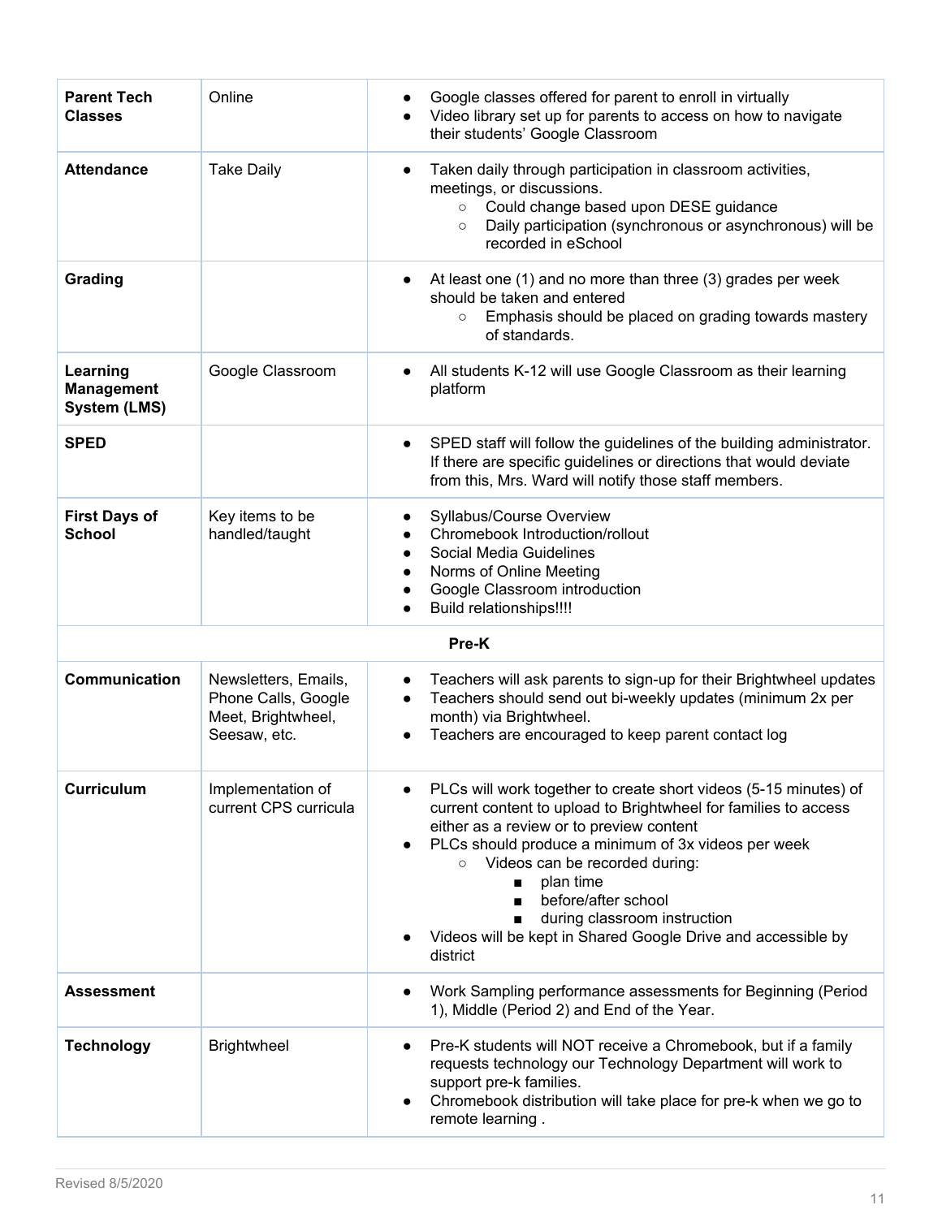| | | |
|---|---|---|
| **Parent Tech Classes** | Online | • Google classes offered for parent to enroll in virtually<br>• Video library set up for parents to access on how to navigate their students' Google Classroom |
| **Attendance** | Take Daily | • Taken daily through participation in classroom activities, meetings, or discussions.<br>&nbsp;&nbsp;&nbsp;&nbsp;○ Could change based upon DESE guidance<br>&nbsp;&nbsp;&nbsp;&nbsp;○ Daily participation (synchronous or asynchronous) will be recorded in eSchool |
| **Grading** | | • At least one (1) and no more than three (3) grades per week should be taken and entered<br>&nbsp;&nbsp;&nbsp;&nbsp;○ Emphasis should be placed on grading towards mastery of standards. |
| **Learning Management System (LMS)** | Google Classroom | • All students K-12 will use Google Classroom as their learning platform |
| **SPED** | | • SPED staff will follow the guidelines of the building administrator. If there are specific guidelines or directions that would deviate from this, Mrs. Ward will notify those staff members. |
| **First Days of School** | Key items to be handled/taught | • Syllabus/Course Overview<br>• Chromebook Introduction/rollout<br>• Social Media Guidelines<br>• Norms of Online Meeting<br>• Google Classroom introduction<br>• Build relationships!!!! |
| | **Pre-K** | |
| **Communication** | Newsletters, Emails, Phone Calls, Google Meet, Brightwheel, Seesaw, etc. | • Teachers will ask parents to sign-up for their Brightwheel updates<br>• Teachers should send out bi-weekly updates (minimum 2x per month) via Brightwheel.<br>• Teachers are encouraged to keep parent contact log |
| **Curriculum** | Implementation of current CPS curricula | • PLCs will work together to create short videos (5-15 minutes) of current content to upload to Brightwheel for families to access either as a review or to preview content<br>• PLCs should produce a minimum of 3x videos per week<br>&nbsp;&nbsp;&nbsp;&nbsp;○ Videos can be recorded during:<br>&nbsp;&nbsp;&nbsp;&nbsp;&nbsp;&nbsp;&nbsp;&nbsp;■ plan time<br>&nbsp;&nbsp;&nbsp;&nbsp;&nbsp;&nbsp;&nbsp;&nbsp;■ before/after school<br>&nbsp;&nbsp;&nbsp;&nbsp;&nbsp;&nbsp;&nbsp;&nbsp;■ during classroom instruction<br>• Videos will be kept in Shared Google Drive and accessible by district |
| **Assessment** | | • Work Sampling performance assessments for Beginning (Period 1), Middle (Period 2) and End of the Year. |
| **Technology** | Brightwheel | • Pre-K students will NOT receive a Chromebook, but if a family requests technology our Technology Department will work to support pre-k families.<br>• Chromebook distribution will take place for pre-k when we go to remote learning . |

Revised 8/5/2020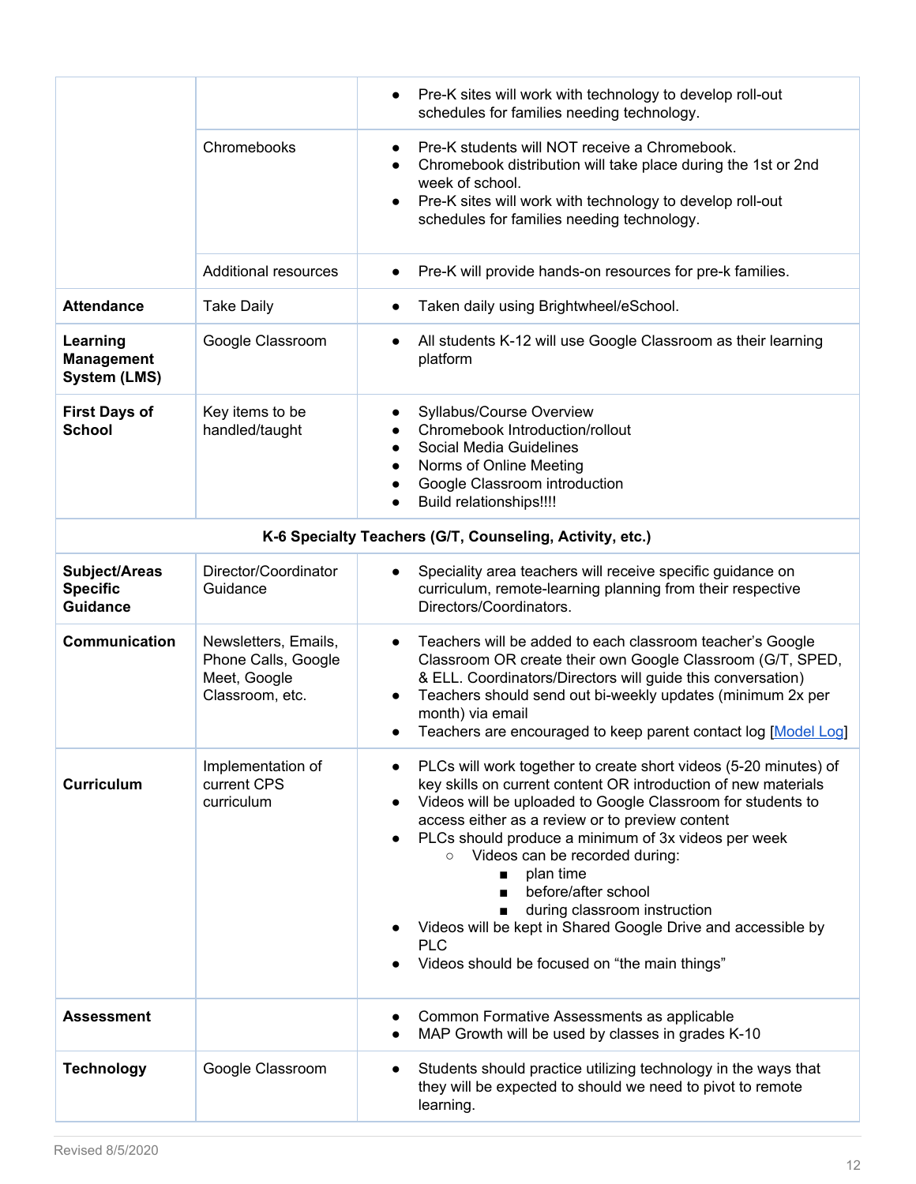| | | |
|---|---|---|
| | | • Pre-K sites will work with technology to develop roll-out schedules for families needing technology. |
| | Chromebooks | • Pre-K students will NOT receive a Chromebook.<br>• Chromebook distribution will take place during the 1st or 2nd week of school.<br>• Pre-K sites will work with technology to develop roll-out schedules for families needing technology. |
| | Additional resources | • Pre-K will provide hands-on resources for pre-k families. |
| **Attendance** | Take Daily | • Taken daily using Brightwheel/eSchool. |
| **Learning Management System (LMS)** | Google Classroom | • All students K-12 will use Google Classroom as their learning platform |
| **First Days of School** | Key items to be handled/taught | • Syllabus/Course Overview<br>• Chromebook Introduction/rollout<br>• Social Media Guidelines<br>• Norms of Online Meeting<br>• Google Classroom introduction<br>• Build relationships!!!! |
| **K-6 Specialty Teachers (G/T, Counseling, Activity, etc.)** | | |
| **Subject/Areas Specific Guidance** | Director/Coordinator Guidance | • Speciality area teachers will receive specific guidance on curriculum, remote-learning planning from their respective Directors/Coordinators. |
| **Communication** | Newsletters, Emails, Phone Calls, Google Meet, Google Classroom, etc. | • Teachers will be added to each classroom teacher's Google Classroom OR create their own Google Classroom (G/T, SPED, & ELL. Coordinators/Directors will guide this conversation)<br>• Teachers should send out bi-weekly updates (minimum 2x per month) via email<br>• Teachers are encouraged to keep parent contact log [Model Log] |
| **Curriculum** | Implementation of current CPS curriculum | • PLCs will work together to create short videos (5-20 minutes) of key skills on current content OR introduction of new materials<br>• Videos will be uploaded to Google Classroom for students to access either as a review or to preview content<br>• PLCs should produce a minimum of 3x videos per week<br>&nbsp;&nbsp;&nbsp;&nbsp;○ Videos can be recorded during:<br>&nbsp;&nbsp;&nbsp;&nbsp;&nbsp;&nbsp;&nbsp;&nbsp;■ plan time<br>&nbsp;&nbsp;&nbsp;&nbsp;&nbsp;&nbsp;&nbsp;&nbsp;■ before/after school<br>&nbsp;&nbsp;&nbsp;&nbsp;&nbsp;&nbsp;&nbsp;&nbsp;■ during classroom instruction<br>• Videos will be kept in Shared Google Drive and accessible by PLC<br>• Videos should be focused on "the main things" |
| **Assessment** | | • Common Formative Assessments as applicable<br>• MAP Growth will be used by classes in grades K-10 |
| **Technology** | Google Classroom | • Students should practice utilizing technology in the ways that they will be expected to should we need to pivot to remote learning. |

Revised 8/5/2020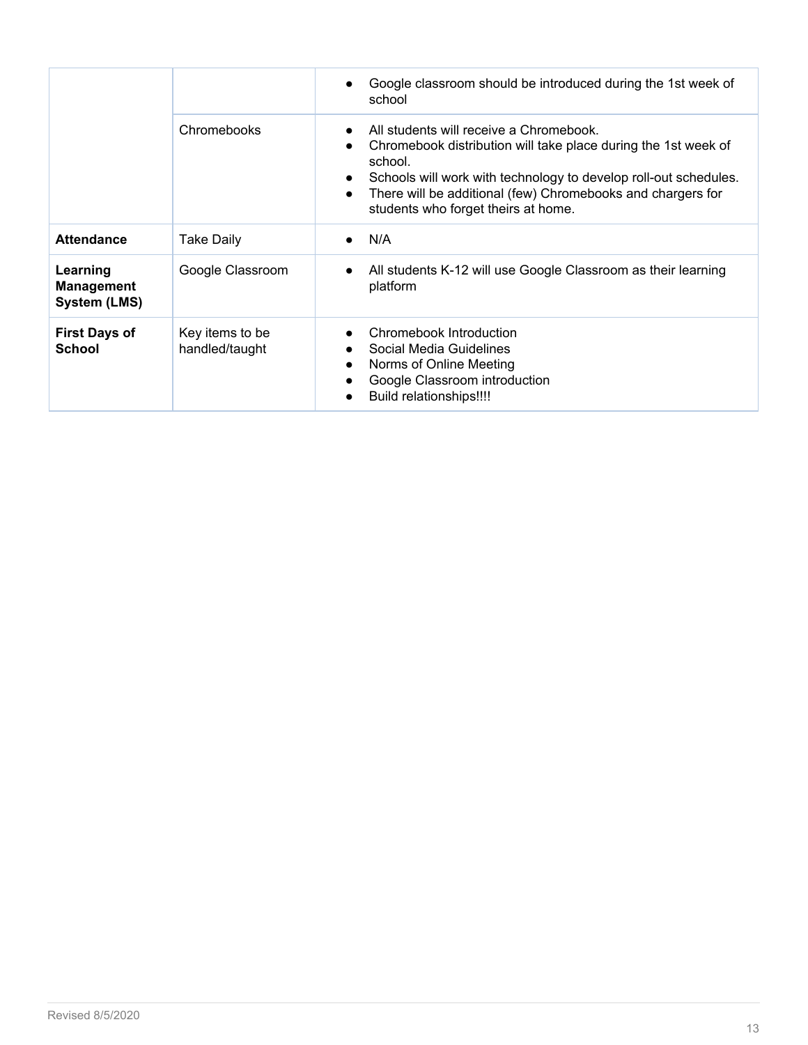| | | |
|---|---|---|
| | | • Google classroom should be introduced during the 1st week of school |
| | Chromebooks | • All students will receive a Chromebook.<br>• Chromebook distribution will take place during the 1st week of school.<br>• Schools will work with technology to develop roll-out schedules.<br>• There will be additional (few) Chromebooks and chargers for students who forget theirs at home. |
| **Attendance** | Take Daily | • N/A |
| **Learning Management System (LMS)** | Google Classroom | • All students K-12 will use Google Classroom as their learning platform |
| **First Days of School** | Key items to be handled/taught | • Chromebook Introduction<br>• Social Media Guidelines<br>• Norms of Online Meeting<br>• Google Classroom introduction<br>• Build relationships!!!! |

Revised 8/5/2020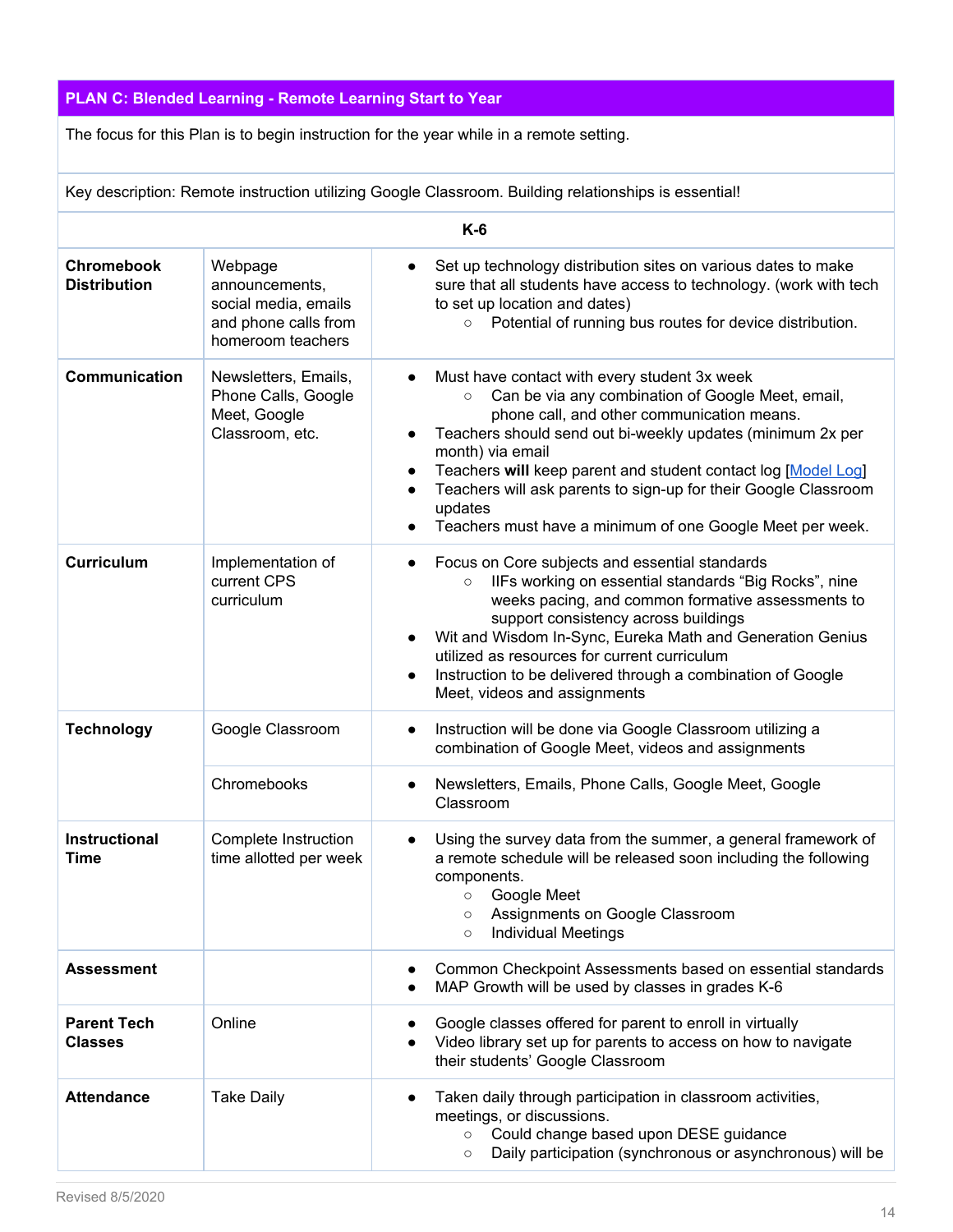## PLAN C: Blended Learning - Remote Learning Start to Year

The focus for this Plan is to begin instruction for the year while in a remote setting.

Key description: Remote instruction utilizing Google Classroom. Building relationships is essential!

### K-6

| | | |
|---|---|---|
| **Chromebook Distribution** | Webpage announcements, social media, emails and phone calls from homeroom teachers | • Set up technology distribution sites on various dates to make sure that all students have access to technology. (work with tech to set up location and dates)<br>  ○ Potential of running bus routes for device distribution. |
| **Communication** | Newsletters, Emails, Phone Calls, Google Meet, Google Classroom, etc. | • Must have contact with every student 3x week<br>  ○ Can be via any combination of Google Meet, email, phone call, and other communication means.<br>• Teachers should send out bi-weekly updates (minimum 2x per month) via email<br>• Teachers **will** keep parent and student contact log [Model Log]<br>• Teachers will ask parents to sign-up for their Google Classroom updates<br>• Teachers must have a minimum of one Google Meet per week. |
| **Curriculum** | Implementation of current CPS curriculum | • Focus on Core subjects and essential standards<br>  ○ IIFs working on essential standards "Big Rocks", nine weeks pacing, and common formative assessments to support consistency across buildings<br>• Wit and Wisdom In-Sync, Eureka Math and Generation Genius utilized as resources for current curriculum<br>• Instruction to be delivered through a combination of Google Meet, videos and assignments |
| **Technology** | Google Classroom | • Instruction will be done via Google Classroom utilizing a combination of Google Meet, videos and assignments |
| | Chromebooks | • Newsletters, Emails, Phone Calls, Google Meet, Google Classroom |
| **Instructional Time** | Complete Instruction time allotted per week | • Using the survey data from the summer, a general framework of a remote schedule will be released soon including the following components.<br>  ○ Google Meet<br>  ○ Assignments on Google Classroom<br>  ○ Individual Meetings |
| **Assessment** | | • Common Checkpoint Assessments based on essential standards<br>• MAP Growth will be used by classes in grades K-6 |
| **Parent Tech Classes** | Online | • Google classes offered for parent to enroll in virtually<br>• Video library set up for parents to access on how to navigate their students' Google Classroom |
| **Attendance** | Take Daily | • Taken daily through participation in classroom activities, meetings, or discussions.<br>  ○ Could change based upon DESE guidance<br>  ○ Daily participation (synchronous or asynchronous) will be |

Revised 8/5/2020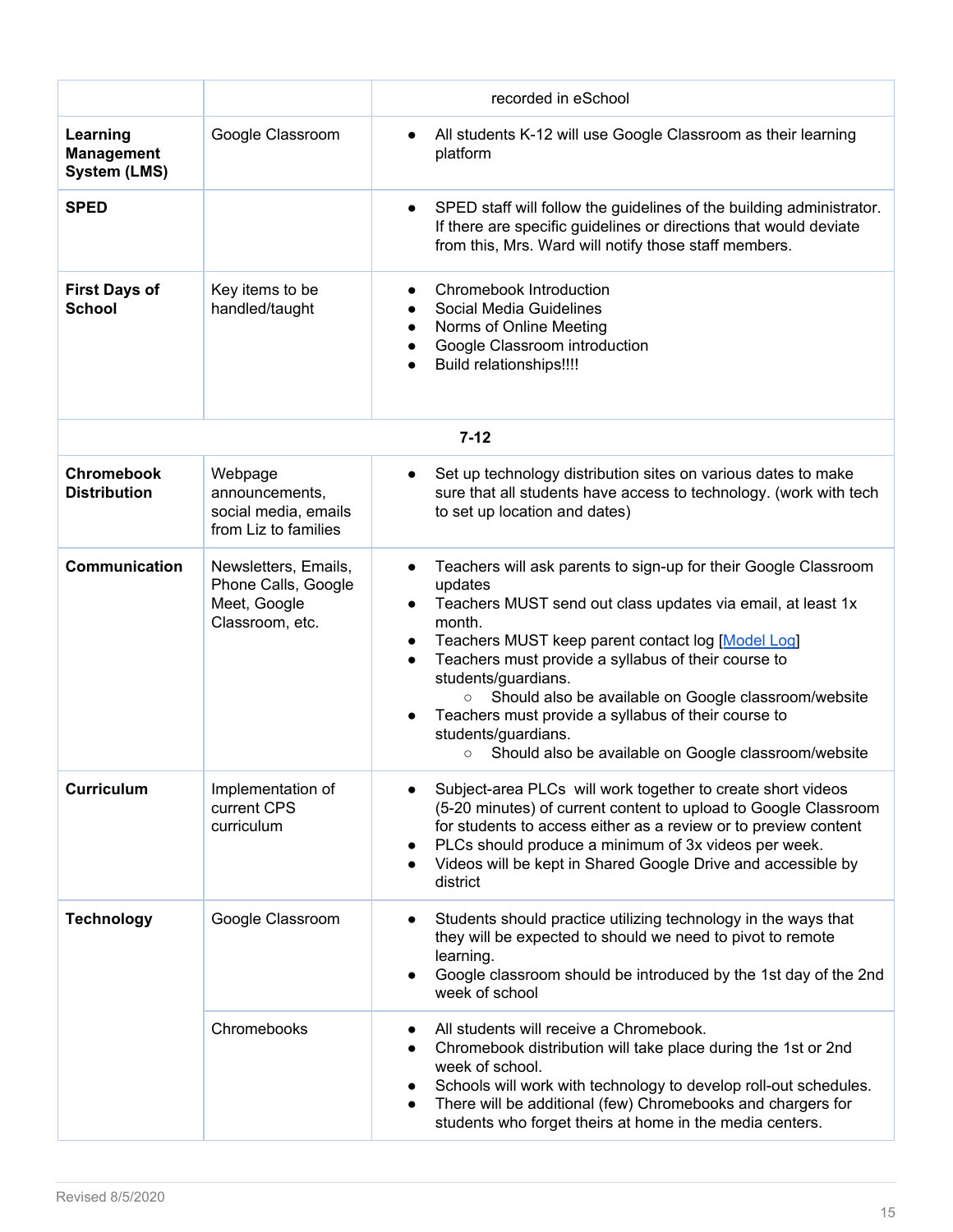| | | |
|---|---|---|
| | | recorded in eSchool |
| **Learning Management System (LMS)** | Google Classroom | • All students K-12 will use Google Classroom as their learning platform |
| **SPED** | | • SPED staff will follow the guidelines of the building administrator. If there are specific guidelines or directions that would deviate from this, Mrs. Ward will notify those staff members. |
| **First Days of School** | Key items to be handled/taught | • Chromebook Introduction<br>• Social Media Guidelines<br>• Norms of Online Meeting<br>• Google Classroom introduction<br>• Build relationships!!!! |
| | **7-12** | |
| **Chromebook Distribution** | Webpage announcements, social media, emails from Liz to families | • Set up technology distribution sites on various dates to make sure that all students have access to technology. (work with tech to set up location and dates) |
| **Communication** | Newsletters, Emails, Phone Calls, Google Meet, Google Classroom, etc. | • Teachers will ask parents to sign-up for their Google Classroom updates<br>• Teachers MUST send out class updates via email, at least 1x month.<br>• Teachers MUST keep parent contact log [Model Log]<br>• Teachers must provide a syllabus of their course to students/guardians.<br>&nbsp;&nbsp;&nbsp;&nbsp;○ Should also be available on Google classroom/website<br>• Teachers must provide a syllabus of their course to students/guardians.<br>&nbsp;&nbsp;&nbsp;&nbsp;○ Should also be available on Google classroom/website |
| **Curriculum** | Implementation of current CPS curriculum | • Subject-area PLCs will work together to create short videos (5-20 minutes) of current content to upload to Google Classroom for students to access either as a review or to preview content<br>• PLCs should produce a minimum of 3x videos per week.<br>• Videos will be kept in Shared Google Drive and accessible by district |
| **Technology** | Google Classroom | • Students should practice utilizing technology in the ways that they will be expected to should we need to pivot to remote learning.<br>• Google classroom should be introduced by the 1st day of the 2nd week of school |
| | Chromebooks | • All students will receive a Chromebook.<br>• Chromebook distribution will take place during the 1st or 2nd week of school.<br>• Schools will work with technology to develop roll-out schedules.<br>• There will be additional (few) Chromebooks and chargers for students who forget theirs at home in the media centers. |

Revised 8/5/2020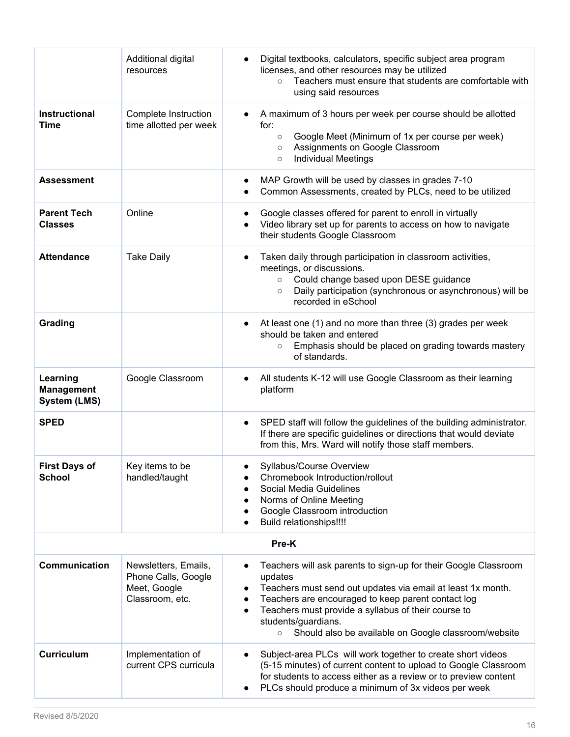| | | |
|---|---|---|
| | Additional digital resources | • Digital textbooks, calculators, specific subject area program licenses, and other resources may be utilized<br>  ○ Teachers must ensure that students are comfortable with using said resources |
| **Instructional Time** | Complete Instruction time allotted per week | • A maximum of 3 hours per week per course should be allotted for:<br>  ○ Google Meet (Minimum of 1x per course per week)<br>  ○ Assignments on Google Classroom<br>  ○ Individual Meetings |
| **Assessment** | | • MAP Growth will be used by classes in grades 7-10<br>• Common Assessments, created by PLCs, need to be utilized |
| **Parent Tech Classes** | Online | • Google classes offered for parent to enroll in virtually<br>• Video library set up for parents to access on how to navigate their students Google Classroom |
| **Attendance** | Take Daily | • Taken daily through participation in classroom activities, meetings, or discussions.<br>  ○ Could change based upon DESE guidance<br>  ○ Daily participation (synchronous or asynchronous) will be recorded in eSchool |
| **Grading** | | • At least one (1) and no more than three (3) grades per week should be taken and entered<br>  ○ Emphasis should be placed on grading towards mastery of standards. |
| **Learning Management System (LMS)** | Google Classroom | • All students K-12 will use Google Classroom as their learning platform |
| **SPED** | | • SPED staff will follow the guidelines of the building administrator. If there are specific guidelines or directions that would deviate from this, Mrs. Ward will notify those staff members. |
| **First Days of School** | Key items to be handled/taught | • Syllabus/Course Overview<br>• Chromebook Introduction/rollout<br>• Social Media Guidelines<br>• Norms of Online Meeting<br>• Google Classroom introduction<br>• Build relationships!!!! |
| | **Pre-K** | |
| **Communication** | Newsletters, Emails, Phone Calls, Google Meet, Google Classroom, etc. | • Teachers will ask parents to sign-up for their Google Classroom updates<br>• Teachers must send out updates via email at least 1x month.<br>• Teachers are encouraged to keep parent contact log<br>• Teachers must provide a syllabus of their course to students/guardians.<br>  ○ Should also be available on Google classroom/website |
| **Curriculum** | Implementation of current CPS curricula | • Subject-area PLCs will work together to create short videos (5-15 minutes) of current content to upload to Google Classroom for students to access either as a review or to preview content<br>• PLCs should produce a minimum of 3x videos per week |

Revised 8/5/2020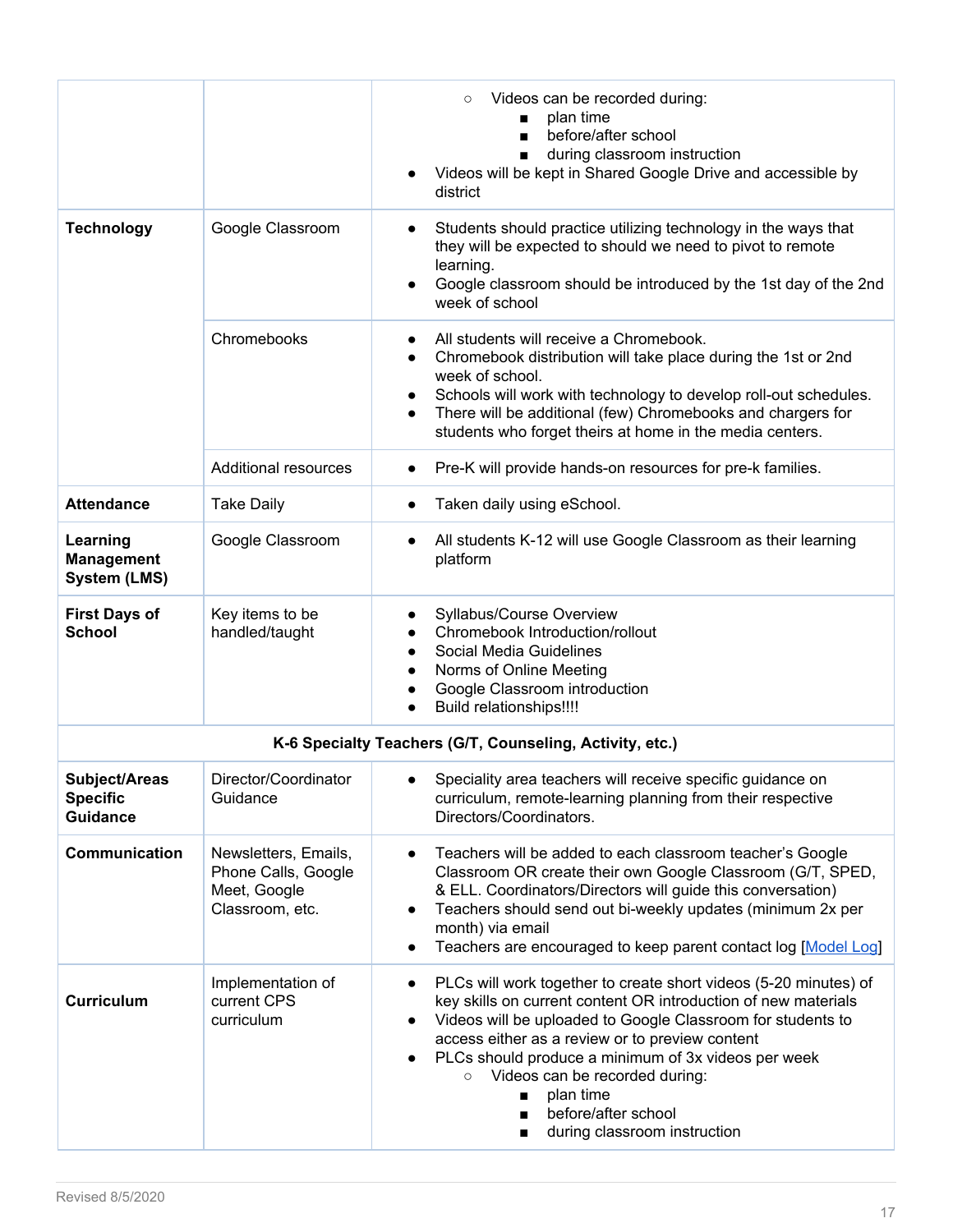| | | |
|---|---|---|
| | | ◦ Videos can be recorded during:<br>▪ plan time<br>▪ before/after school<br>▪ during classroom instruction<br>• Videos will be kept in Shared Google Drive and accessible by district |
| **Technology** | Google Classroom | • Students should practice utilizing technology in the ways that they will be expected to should we need to pivot to remote learning.<br>• Google classroom should be introduced by the 1st day of the 2nd week of school |
| | Chromebooks | • All students will receive a Chromebook.<br>• Chromebook distribution will take place during the 1st or 2nd week of school.<br>• Schools will work with technology to develop roll-out schedules.<br>• There will be additional (few) Chromebooks and chargers for students who forget theirs at home in the media centers. |
| | Additional resources | • Pre-K will provide hands-on resources for pre-k families. |
| **Attendance** | Take Daily | • Taken daily using eSchool. |
| **Learning Management System (LMS)** | Google Classroom | • All students K-12 will use Google Classroom as their learning platform |
| **First Days of School** | Key items to be handled/taught | • Syllabus/Course Overview<br>• Chromebook Introduction/rollout<br>• Social Media Guidelines<br>• Norms of Online Meeting<br>• Google Classroom introduction<br>• Build relationships!!!! |
| **K-6 Specialty Teachers (G/T, Counseling, Activity, etc.)** | | |
| **Subject/Areas Specific Guidance** | Director/Coordinator Guidance | • Speciality area teachers will receive specific guidance on curriculum, remote-learning planning from their respective Directors/Coordinators. |
| **Communication** | Newsletters, Emails, Phone Calls, Google Meet, Google Classroom, etc. | • Teachers will be added to each classroom teacher's Google Classroom OR create their own Google Classroom (G/T, SPED, & ELL. Coordinators/Directors will guide this conversation)<br>• Teachers should send out bi-weekly updates (minimum 2x per month) via email<br>• Teachers are encouraged to keep parent contact log [Model Log] |
| **Curriculum** | Implementation of current CPS curriculum | • PLCs will work together to create short videos (5-20 minutes) of key skills on current content OR introduction of new materials<br>• Videos will be uploaded to Google Classroom for students to access either as a review or to preview content<br>• PLCs should produce a minimum of 3x videos per week<br>◦ Videos can be recorded during:<br>▪ plan time<br>▪ before/after school<br>▪ during classroom instruction |

Revised 8/5/2020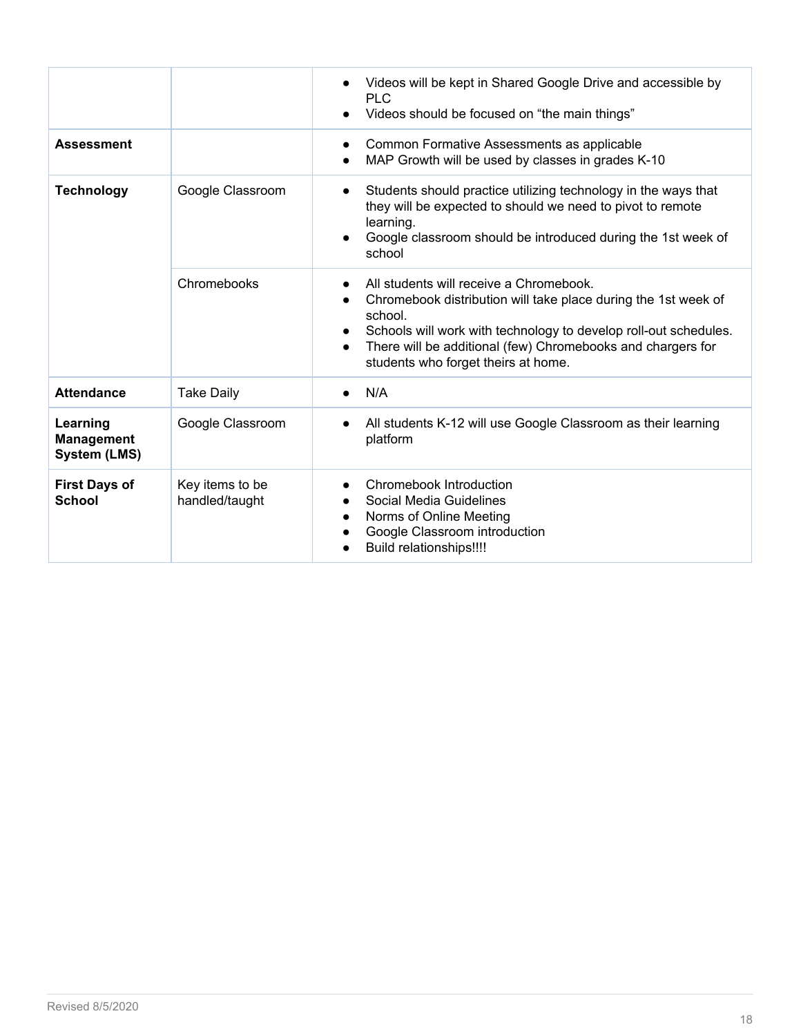| | | |
|---|---|---|
| | | • Videos will be kept in Shared Google Drive and accessible by PLC<br>• Videos should be focused on "the main things" |
| **Assessment** | | • Common Formative Assessments as applicable<br>• MAP Growth will be used by classes in grades K-10 |
| **Technology** | Google Classroom | • Students should practice utilizing technology in the ways that they will be expected to should we need to pivot to remote learning.<br>• Google classroom should be introduced during the 1st week of school |
| | Chromebooks | • All students will receive a Chromebook.<br>• Chromebook distribution will take place during the 1st week of school.<br>• Schools will work with technology to develop roll-out schedules.<br>• There will be additional (few) Chromebooks and chargers for students who forget theirs at home. |
| **Attendance** | Take Daily | • N/A |
| **Learning Management System (LMS)** | Google Classroom | • All students K-12 will use Google Classroom as their learning platform |
| **First Days of School** | Key items to be handled/taught | • Chromebook Introduction<br>• Social Media Guidelines<br>• Norms of Online Meeting<br>• Google Classroom introduction<br>• Build relationships!!!! |

Revised 8/5/2020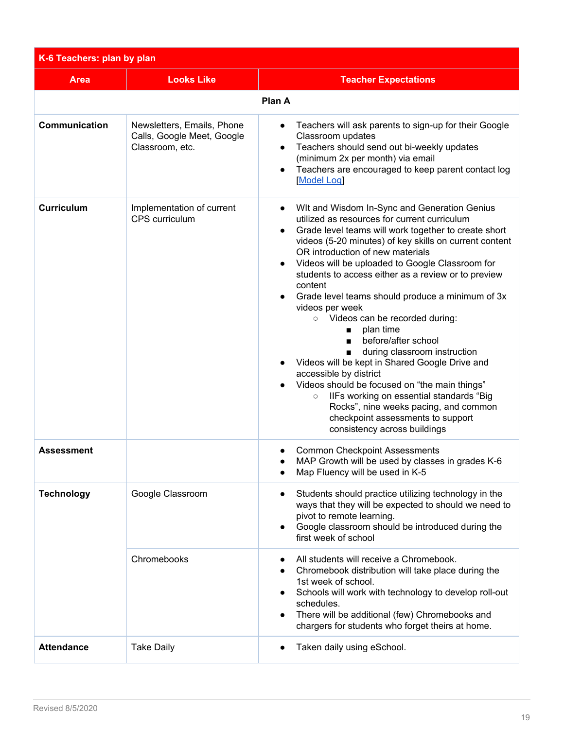| K-6 Teachers: plan by plan | | |
|---|---|---|
| **Area** | **Looks Like** | **Teacher Expectations** |
| | | **Plan A** |
| **Communication** | Newsletters, Emails, Phone Calls, Google Meet, Google Classroom, etc. | <ul><li>Teachers will ask parents to sign-up for their Google Classroom updates</li><li>Teachers should send out bi-weekly updates (minimum 2x per month) via email</li><li>Teachers are encouraged to keep parent contact log [Model Log]</li></ul> |
| **Curriculum** | Implementation of current CPS curriculum | <ul><li>WIt and Wisdom In-Sync and Generation Genius utilized as resources for current curriculum</li><li>Grade level teams will work together to create short videos (5-20 minutes) of key skills on current content OR introduction of new materials</li><li>Videos will be uploaded to Google Classroom for students to access either as a review or to preview content</li><li>Grade level teams should produce a minimum of 3x videos per week<ul><li>Videos can be recorded during:<ul><li>plan time</li><li>before/after school</li><li>during classroom instruction</li></ul></li></ul></li><li>Videos will be kept in Shared Google Drive and accessible by district</li><li>Videos should be focused on "the main things"<ul><li>IIFs working on essential standards "Big Rocks", nine weeks pacing, and common checkpoint assessments to support consistency across buildings</li></ul></li></ul> |
| **Assessment** | | <ul><li>Common Checkpoint Assessments</li><li>MAP Growth will be used by classes in grades K-6</li><li>Map Fluency will be used in K-5</li></ul> |
| **Technology** | Google Classroom | <ul><li>Students should practice utilizing technology in the ways that they will be expected to should we need to pivot to remote learning.</li><li>Google classroom should be introduced during the first week of school</li></ul> |
| | Chromebooks | <ul><li>All students will receive a Chromebook.</li><li>Chromebook distribution will take place during the 1st week of school.</li><li>Schools will work with technology to develop roll-out schedules.</li><li>There will be additional (few) Chromebooks and chargers for students who forget theirs at home.</li></ul> |
| **Attendance** | Take Daily | <ul><li>Taken daily using eSchool.</li></ul> |

Revised 8/5/2020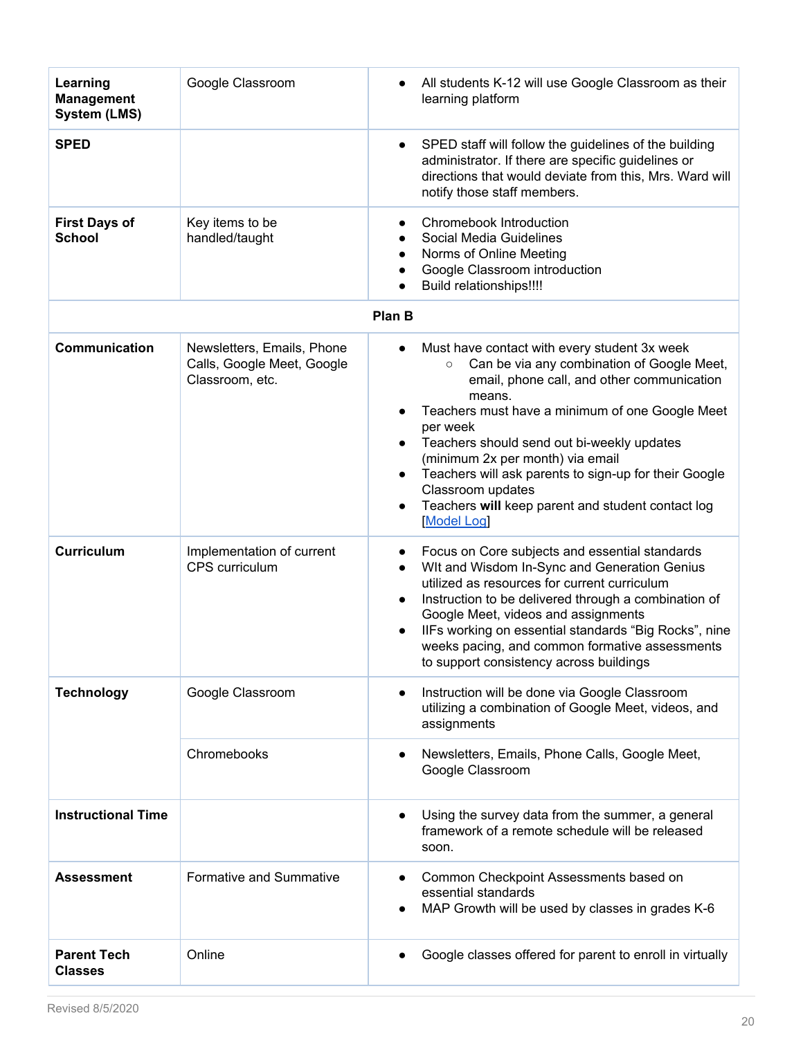| | | |
|---|---|---|
| **Learning Management System (LMS)** | Google Classroom | • All students K-12 will use Google Classroom as their learning platform |
| **SPED** | | • SPED staff will follow the guidelines of the building administrator. If there are specific guidelines or directions that would deviate from this, Mrs. Ward will notify those staff members. |
| **First Days of School** | Key items to be handled/taught | • Chromebook Introduction<br>• Social Media Guidelines<br>• Norms of Online Meeting<br>• Google Classroom introduction<br>• Build relationships!!!! |
| | **Plan B** | |
| **Communication** | Newsletters, Emails, Phone Calls, Google Meet, Google Classroom, etc. | • Must have contact with every student 3x week<br>  ○ Can be via any combination of Google Meet, email, phone call, and other communication means.<br>• Teachers must have a minimum of one Google Meet per week<br>• Teachers should send out bi-weekly updates (minimum 2x per month) via email<br>• Teachers will ask parents to sign-up for their Google Classroom updates<br>• Teachers **will** keep parent and student contact log [Model Log] |
| **Curriculum** | Implementation of current CPS curriculum | • Focus on Core subjects and essential standards<br>• WIt and Wisdom In-Sync and Generation Genius utilized as resources for current curriculum<br>• Instruction to be delivered through a combination of Google Meet, videos and assignments<br>• IIFs working on essential standards "Big Rocks", nine weeks pacing, and common formative assessments to support consistency across buildings |
| **Technology** | Google Classroom | • Instruction will be done via Google Classroom utilizing a combination of Google Meet, videos, and assignments |
| | Chromebooks | • Newsletters, Emails, Phone Calls, Google Meet, Google Classroom |
| **Instructional Time** | | • Using the survey data from the summer, a general framework of a remote schedule will be released soon. |
| **Assessment** | Formative and Summative | • Common Checkpoint Assessments based on essential standards<br>• MAP Growth will be used by classes in grades K-6 |
| **Parent Tech Classes** | Online | • Google classes offered for parent to enroll in virtually |

Revised 8/5/2020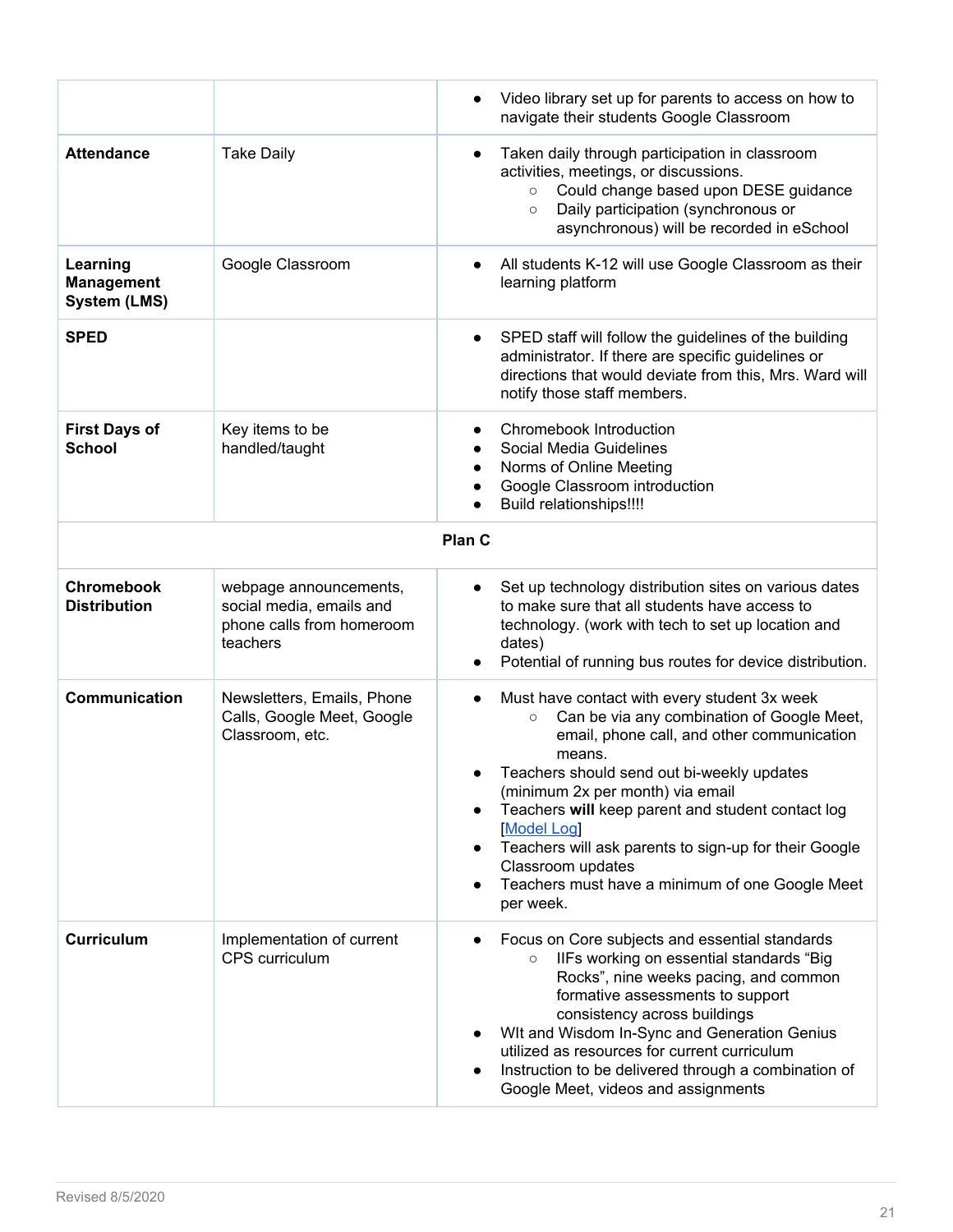| | | |
|---|---|---|
| | | • Video library set up for parents to access on how to navigate their students Google Classroom |
| **Attendance** | Take Daily | • Taken daily through participation in classroom activities, meetings, or discussions.<br>&nbsp;&nbsp;&nbsp;&nbsp;○ Could change based upon DESE guidance<br>&nbsp;&nbsp;&nbsp;&nbsp;○ Daily participation (synchronous or asynchronous) will be recorded in eSchool |
| **Learning Management System (LMS)** | Google Classroom | • All students K-12 will use Google Classroom as their learning platform |
| **SPED** | | • SPED staff will follow the guidelines of the building administrator. If there are specific guidelines or directions that would deviate from this, Mrs. Ward will notify those staff members. |
| **First Days of School** | Key items to be handled/taught | • Chromebook Introduction<br>• Social Media Guidelines<br>• Norms of Online Meeting<br>• Google Classroom introduction<br>• Build relationships!!!! |
| | **Plan C** | |
| **Chromebook Distribution** | webpage announcements, social media, emails and phone calls from homeroom teachers | • Set up technology distribution sites on various dates to make sure that all students have access to technology. (work with tech to set up location and dates)<br>• Potential of running bus routes for device distribution. |
| **Communication** | Newsletters, Emails, Phone Calls, Google Meet, Google Classroom, etc. | • Must have contact with every student 3x week<br>&nbsp;&nbsp;&nbsp;&nbsp;○ Can be via any combination of Google Meet, email, phone call, and other communication means.<br>• Teachers should send out bi-weekly updates (minimum 2x per month) via email<br>• Teachers **will** keep parent and student contact log [Model Log]<br>• Teachers will ask parents to sign-up for their Google Classroom updates<br>• Teachers must have a minimum of one Google Meet per week. |
| **Curriculum** | Implementation of current CPS curriculum | • Focus on Core subjects and essential standards<br>&nbsp;&nbsp;&nbsp;&nbsp;○ IIFs working on essential standards "Big Rocks", nine weeks pacing, and common formative assessments to support consistency across buildings<br>• WIt and Wisdom In-Sync and Generation Genius utilized as resources for current curriculum<br>• Instruction to be delivered through a combination of Google Meet, videos and assignments |

Revised 8/5/2020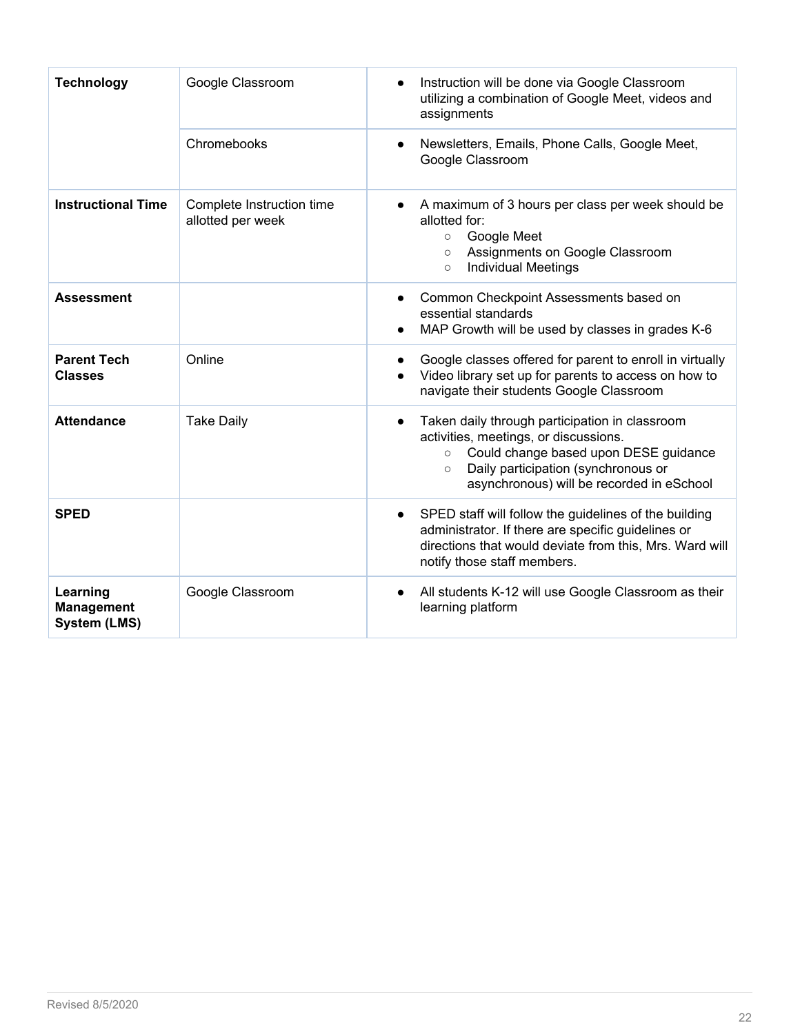| | | |
|---|---|---|
| **Technology** | Google Classroom | • Instruction will be done via Google Classroom utilizing a combination of Google Meet, videos and assignments |
| | Chromebooks | • Newsletters, Emails, Phone Calls, Google Meet, Google Classroom |
| **Instructional Time** | Complete Instruction time allotted per week | • A maximum of 3 hours per class per week should be allotted for:<br>○ Google Meet<br>○ Assignments on Google Classroom<br>○ Individual Meetings |
| **Assessment** | | • Common Checkpoint Assessments based on essential standards<br>• MAP Growth will be used by classes in grades K-6 |
| **Parent Tech Classes** | Online | • Google classes offered for parent to enroll in virtually<br>• Video library set up for parents to access on how to navigate their students Google Classroom |
| **Attendance** | Take Daily | • Taken daily through participation in classroom activities, meetings, or discussions.<br>○ Could change based upon DESE guidance<br>○ Daily participation (synchronous or asynchronous) will be recorded in eSchool |
| **SPED** | | • SPED staff will follow the guidelines of the building administrator. If there are specific guidelines or directions that would deviate from this, Mrs. Ward will notify those staff members. |
| **Learning Management System (LMS)** | Google Classroom | • All students K-12 will use Google Classroom as their learning platform |

Revised 8/5/2020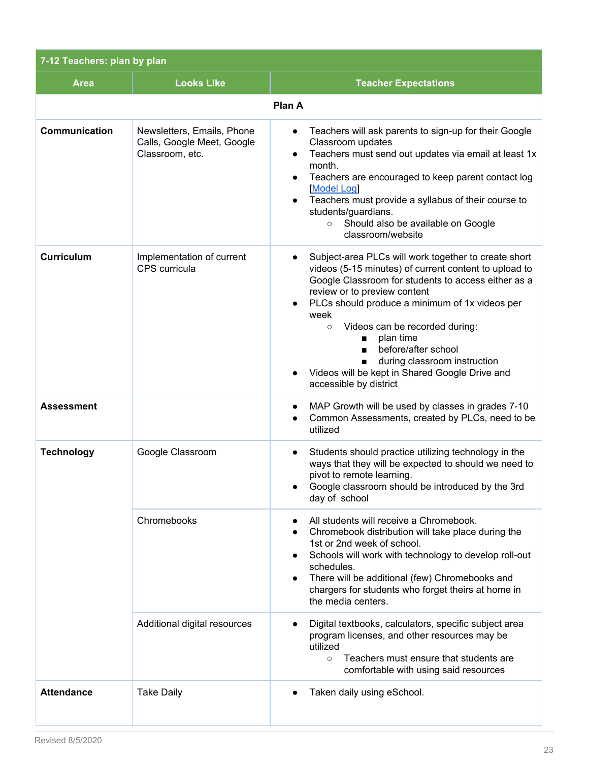| 7-12 Teachers: plan by plan | | |
|---|---|---|
| **Area** | **Looks Like** | **Teacher Expectations** |
| | **Plan A** | |
| **Communication** | Newsletters, Emails, Phone Calls, Google Meet, Google Classroom, etc. | • Teachers will ask parents to sign-up for their Google Classroom updates<br>• Teachers must send out updates via email at least 1x month.<br>• Teachers are encouraged to keep parent contact log [Model Log]<br>• Teachers must provide a syllabus of their course to students/guardians.<br>&nbsp;&nbsp;&nbsp;&nbsp;○ Should also be available on Google classroom/website |
| **Curriculum** | Implementation of current CPS curricula | • Subject-area PLCs will work together to create short videos (5-15 minutes) of current content to upload to Google Classroom for students to access either as a review or to preview content<br>• PLCs should produce a minimum of 1x videos per week<br>&nbsp;&nbsp;&nbsp;&nbsp;○ Videos can be recorded during:<br>&nbsp;&nbsp;&nbsp;&nbsp;&nbsp;&nbsp;&nbsp;&nbsp;■ plan time<br>&nbsp;&nbsp;&nbsp;&nbsp;&nbsp;&nbsp;&nbsp;&nbsp;■ before/after school<br>&nbsp;&nbsp;&nbsp;&nbsp;&nbsp;&nbsp;&nbsp;&nbsp;■ during classroom instruction<br>• Videos will be kept in Shared Google Drive and accessible by district |
| **Assessment** | | • MAP Growth will be used by classes in grades 7-10<br>• Common Assessments, created by PLCs, need to be utilized |
| **Technology** | Google Classroom | • Students should practice utilizing technology in the ways that they will be expected to should we need to pivot to remote learning.<br>• Google classroom should be introduced by the 3rd day of school |
| | Chromebooks | • All students will receive a Chromebook.<br>• Chromebook distribution will take place during the 1st or 2nd week of school.<br>• Schools will work with technology to develop roll-out schedules.<br>• There will be additional (few) Chromebooks and chargers for students who forget theirs at home in the media centers. |
| | Additional digital resources | • Digital textbooks, calculators, specific subject area program licenses, and other resources may be utilized<br>&nbsp;&nbsp;&nbsp;&nbsp;○ Teachers must ensure that students are comfortable with using said resources |
| **Attendance** | Take Daily | • Taken daily using eSchool. |

Revised 8/5/2020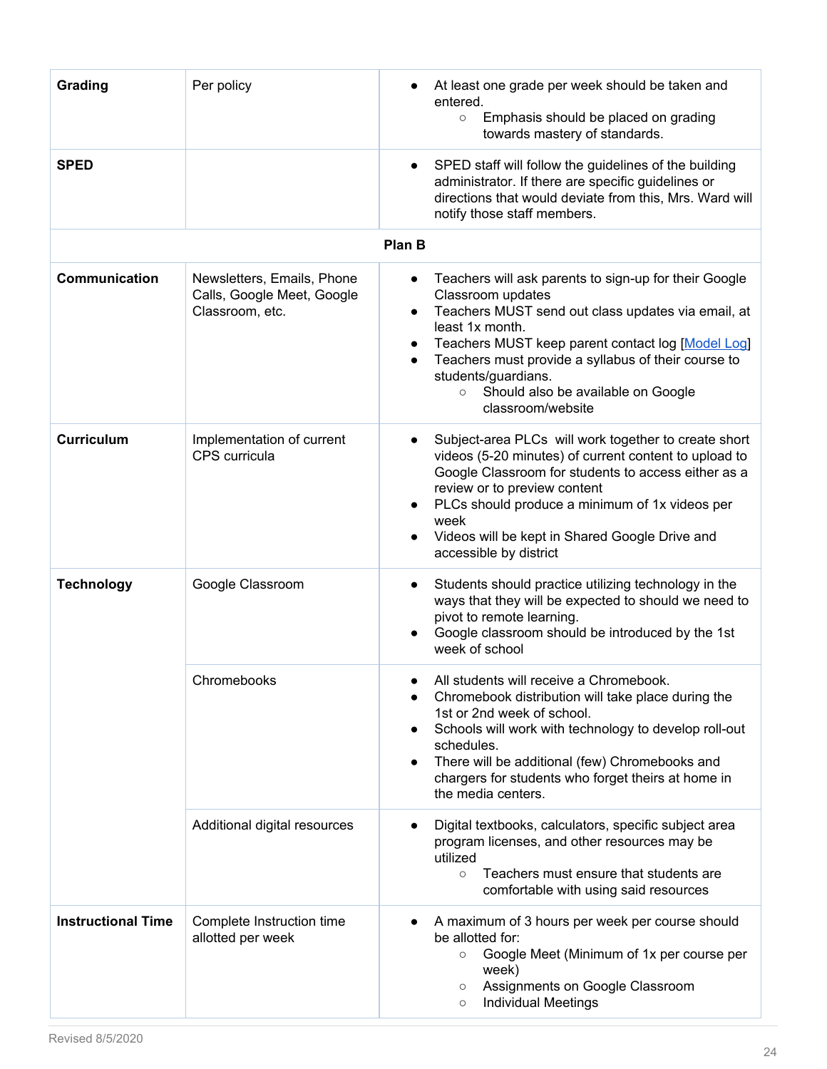| | | |
|---|---|---|
| **Grading** | Per policy | • At least one grade per week should be taken and entered.<br>&nbsp;&nbsp;&nbsp;&nbsp;○ Emphasis should be placed on grading towards mastery of standards. |
| **SPED** | | • SPED staff will follow the guidelines of the building administrator. If there are specific guidelines or directions that would deviate from this, Mrs. Ward will notify those staff members. |
| | **Plan B** | |
| **Communication** | Newsletters, Emails, Phone Calls, Google Meet, Google Classroom, etc. | • Teachers will ask parents to sign-up for their Google Classroom updates<br>• Teachers MUST send out class updates via email, at least 1x month.<br>• Teachers MUST keep parent contact log [Model Log]<br>• Teachers must provide a syllabus of their course to students/guardians.<br>&nbsp;&nbsp;&nbsp;&nbsp;○ Should also be available on Google classroom/website |
| **Curriculum** | Implementation of current CPS curricula | • Subject-area PLCs will work together to create short videos (5-20 minutes) of current content to upload to Google Classroom for students to access either as a review or to preview content<br>• PLCs should produce a minimum of 1x videos per week<br>• Videos will be kept in Shared Google Drive and accessible by district |
| **Technology** | Google Classroom | • Students should practice utilizing technology in the ways that they will be expected to should we need to pivot to remote learning.<br>• Google classroom should be introduced by the 1st week of school |
| | Chromebooks | • All students will receive a Chromebook.<br>• Chromebook distribution will take place during the 1st or 2nd week of school.<br>• Schools will work with technology to develop roll-out schedules.<br>• There will be additional (few) Chromebooks and chargers for students who forget theirs at home in the media centers. |
| | Additional digital resources | • Digital textbooks, calculators, specific subject area program licenses, and other resources may be utilized<br>&nbsp;&nbsp;&nbsp;&nbsp;○ Teachers must ensure that students are comfortable with using said resources |
| **Instructional Time** | Complete Instruction time allotted per week | • A maximum of 3 hours per week per course should be allotted for:<br>&nbsp;&nbsp;&nbsp;&nbsp;○ Google Meet (Minimum of 1x per course per week)<br>&nbsp;&nbsp;&nbsp;&nbsp;○ Assignments on Google Classroom<br>&nbsp;&nbsp;&nbsp;&nbsp;○ Individual Meetings |

Revised 8/5/2020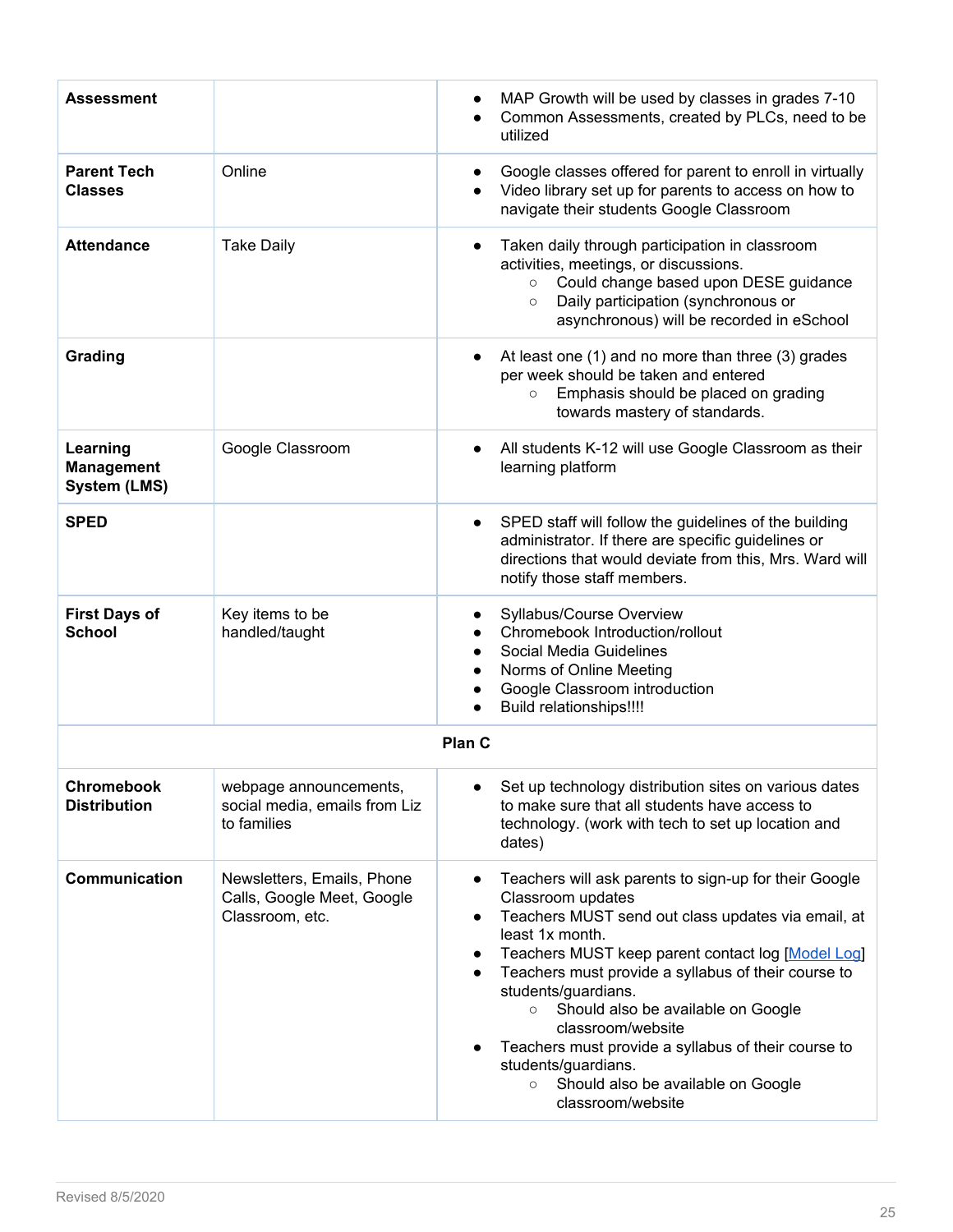| | | |
|---|---|---|
| **Assessment** | | • MAP Growth will be used by classes in grades 7-10<br>• Common Assessments, created by PLCs, need to be utilized |
| **Parent Tech Classes** | Online | • Google classes offered for parent to enroll in virtually<br>• Video library set up for parents to access on how to navigate their students Google Classroom |
| **Attendance** | Take Daily | • Taken daily through participation in classroom activities, meetings, or discussions.<br>&nbsp;&nbsp;&nbsp;&nbsp;○ Could change based upon DESE guidance<br>&nbsp;&nbsp;&nbsp;&nbsp;○ Daily participation (synchronous or asynchronous) will be recorded in eSchool |
| **Grading** | | • At least one (1) and no more than three (3) grades per week should be taken and entered<br>&nbsp;&nbsp;&nbsp;&nbsp;○ Emphasis should be placed on grading towards mastery of standards. |
| **Learning Management System (LMS)** | Google Classroom | • All students K-12 will use Google Classroom as their learning platform |
| **SPED** | | • SPED staff will follow the guidelines of the building administrator. If there are specific guidelines or directions that would deviate from this, Mrs. Ward will notify those staff members. |
| **First Days of School** | Key items to be handled/taught | • Syllabus/Course Overview<br>• Chromebook Introduction/rollout<br>• Social Media Guidelines<br>• Norms of Online Meeting<br>• Google Classroom introduction<br>• Build relationships!!!! |
| | **Plan C** | |
| **Chromebook Distribution** | webpage announcements, social media, emails from Liz to families | • Set up technology distribution sites on various dates to make sure that all students have access to technology. (work with tech to set up location and dates) |
| **Communication** | Newsletters, Emails, Phone Calls, Google Meet, Google Classroom, etc. | • Teachers will ask parents to sign-up for their Google Classroom updates<br>• Teachers MUST send out class updates via email, at least 1x month.<br>• Teachers MUST keep parent contact log [Model Log]<br>• Teachers must provide a syllabus of their course to students/guardians.<br>&nbsp;&nbsp;&nbsp;&nbsp;○ Should also be available on Google classroom/website<br>• Teachers must provide a syllabus of their course to students/guardians.<br>&nbsp;&nbsp;&nbsp;&nbsp;○ Should also be available on Google classroom/website |

Revised 8/5/2020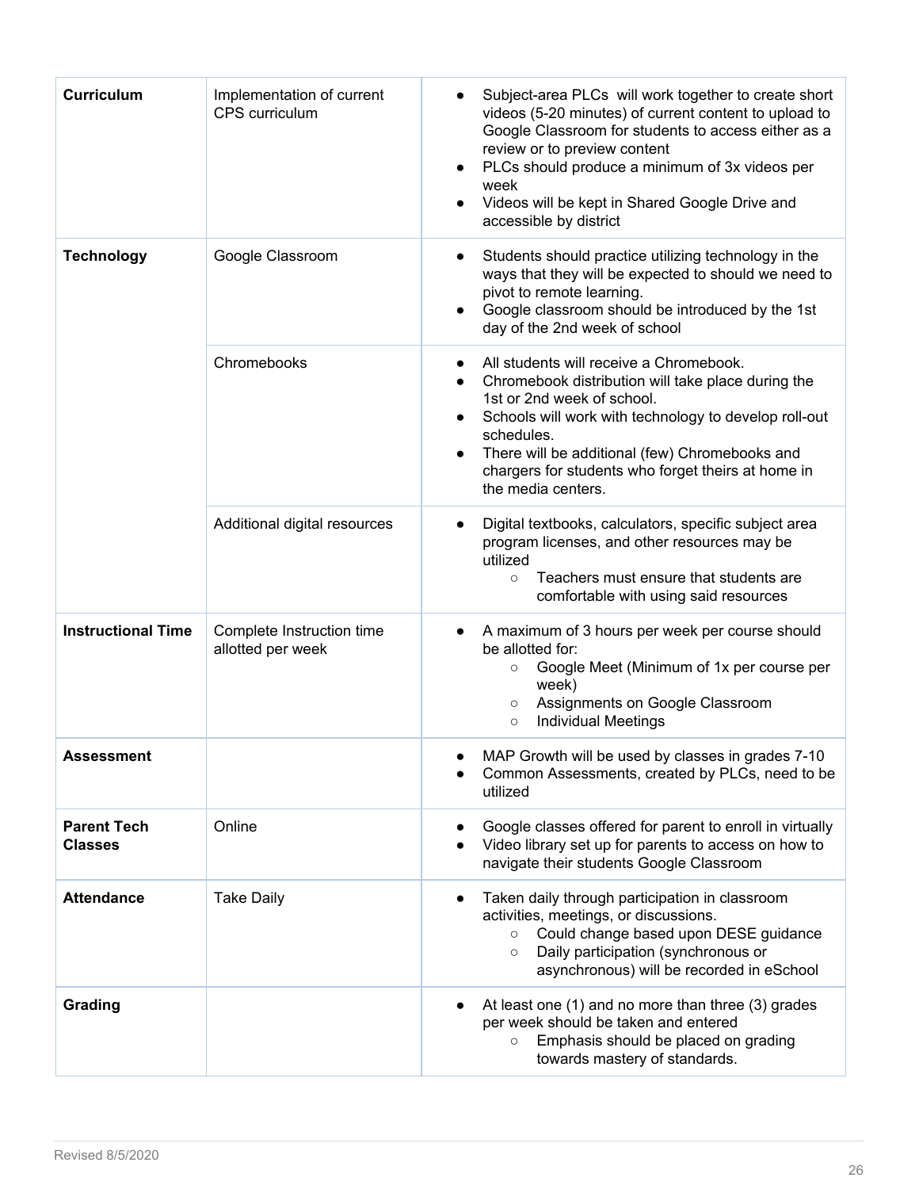| | | |
|---|---|---|
| **Curriculum** | Implementation of current CPS curriculum | • Subject-area PLCs will work together to create short videos (5-20 minutes) of current content to upload to Google Classroom for students to access either as a review or to preview content<br>• PLCs should produce a minimum of 3x videos per week<br>• Videos will be kept in Shared Google Drive and accessible by district |
| **Technology** | Google Classroom | • Students should practice utilizing technology in the ways that they will be expected to should we need to pivot to remote learning.<br>• Google classroom should be introduced by the 1st day of the 2nd week of school |
| | Chromebooks | • All students will receive a Chromebook.<br>• Chromebook distribution will take place during the 1st or 2nd week of school.<br>• Schools will work with technology to develop roll-out schedules.<br>• There will be additional (few) Chromebooks and chargers for students who forget theirs at home in the media centers. |
| | Additional digital resources | • Digital textbooks, calculators, specific subject area program licenses, and other resources may be utilized<br>  ○ Teachers must ensure that students are comfortable with using said resources |
| **Instructional Time** | Complete Instruction time allotted per week | • A maximum of 3 hours per week per course should be allotted for:<br>  ○ Google Meet (Minimum of 1x per course per week)<br>  ○ Assignments on Google Classroom<br>  ○ Individual Meetings |
| **Assessment** | | • MAP Growth will be used by classes in grades 7-10<br>• Common Assessments, created by PLCs, need to be utilized |
| **Parent Tech Classes** | Online | • Google classes offered for parent to enroll in virtually<br>• Video library set up for parents to access on how to navigate their students Google Classroom |
| **Attendance** | Take Daily | • Taken daily through participation in classroom activities, meetings, or discussions.<br>  ○ Could change based upon DESE guidance<br>  ○ Daily participation (synchronous or asynchronous) will be recorded in eSchool |
| **Grading** | | • At least one (1) and no more than three (3) grades per week should be taken and entered<br>  ○ Emphasis should be placed on grading towards mastery of standards. |

Revised 8/5/2020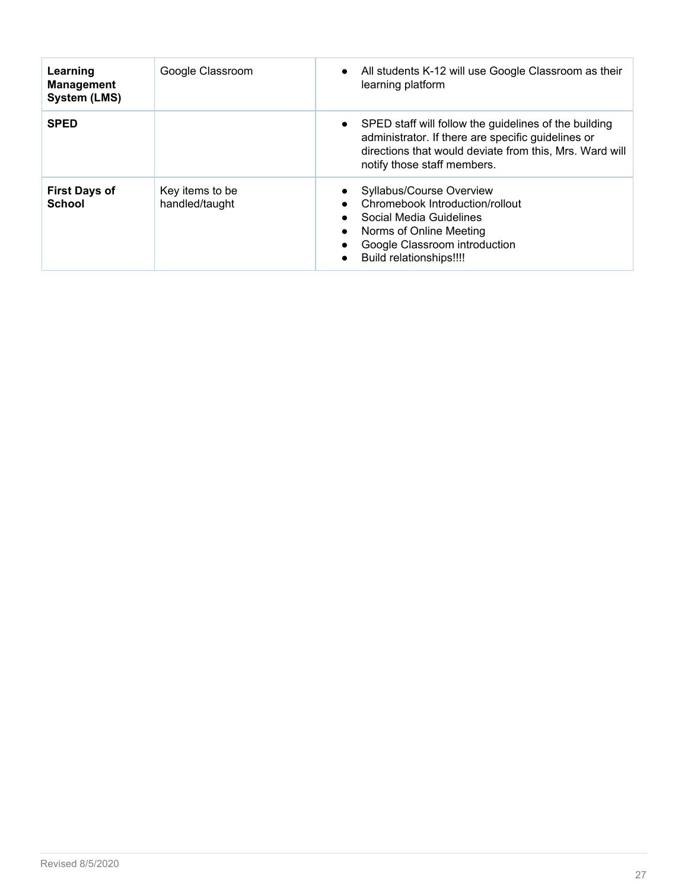| **Learning Management System (LMS)** | Google Classroom | • All students K-12 will use Google Classroom as their learning platform |
|---|---|---|
| **SPED** | | • SPED staff will follow the guidelines of the building administrator. If there are specific guidelines or directions that would deviate from this, Mrs. Ward will notify those staff members. |
| **First Days of School** | Key items to be handled/taught | • Syllabus/Course Overview<br>• Chromebook Introduction/rollout<br>• Social Media Guidelines<br>• Norms of Online Meeting<br>• Google Classroom introduction<br>• Build relationships!!!! |

Revised 8/5/2020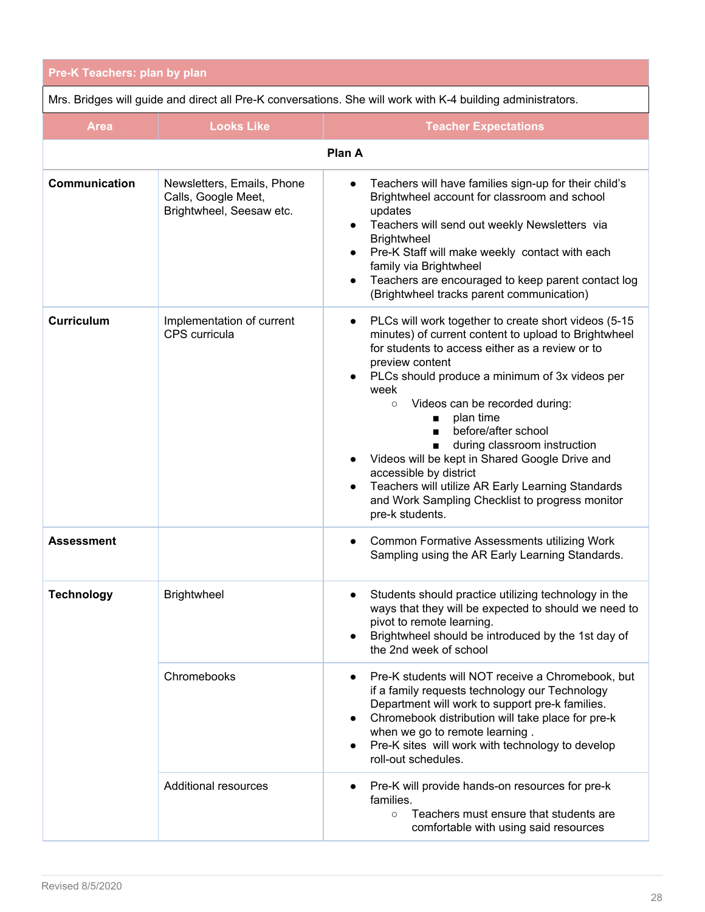| Pre-K Teachers: plan by plan | | |
|---|---|---|
| Mrs. Bridges will guide and direct all Pre-K conversations. She will work with K-4 building administrators. | | |
| **Area** | **Looks Like** | **Teacher Expectations** |
| | **Plan A** | |
| **Communication** | Newsletters, Emails, Phone Calls, Google Meet, Brightwheel, Seesaw etc. | • Teachers will have families sign-up for their child's Brightwheel account for classroom and school updates<br>• Teachers will send out weekly Newsletters via Brightwheel<br>• Pre-K Staff will make weekly contact with each family via Brightwheel<br>• Teachers are encouraged to keep parent contact log (Brightwheel tracks parent communication) |
| **Curriculum** | Implementation of current CPS curricula | • PLCs will work together to create short videos (5-15 minutes) of current content to upload to Brightwheel for students to access either as a review or to preview content<br>• PLCs should produce a minimum of 3x videos per week<br>&nbsp;&nbsp;&nbsp;&nbsp;○ Videos can be recorded during:<br>&nbsp;&nbsp;&nbsp;&nbsp;&nbsp;&nbsp;&nbsp;&nbsp;■ plan time<br>&nbsp;&nbsp;&nbsp;&nbsp;&nbsp;&nbsp;&nbsp;&nbsp;■ before/after school<br>&nbsp;&nbsp;&nbsp;&nbsp;&nbsp;&nbsp;&nbsp;&nbsp;■ during classroom instruction<br>• Videos will be kept in Shared Google Drive and accessible by district<br>• Teachers will utilize AR Early Learning Standards and Work Sampling Checklist to progress monitor pre-k students. |
| **Assessment** | | • Common Formative Assessments utilizing Work Sampling using the AR Early Learning Standards. |
| **Technology** | Brightwheel | • Students should practice utilizing technology in the ways that they will be expected to should we need to pivot to remote learning.<br>• Brightwheel should be introduced by the 1st day of the 2nd week of school |
| | Chromebooks | • Pre-K students will NOT receive a Chromebook, but if a family requests technology our Technology Department will work to support pre-k families.<br>• Chromebook distribution will take place for pre-k when we go to remote learning .<br>• Pre-K sites will work with technology to develop roll-out schedules. |
| | Additional resources | • Pre-K will provide hands-on resources for pre-k families.<br>&nbsp;&nbsp;&nbsp;&nbsp;○ Teachers must ensure that students are comfortable with using said resources |

Revised 8/5/2020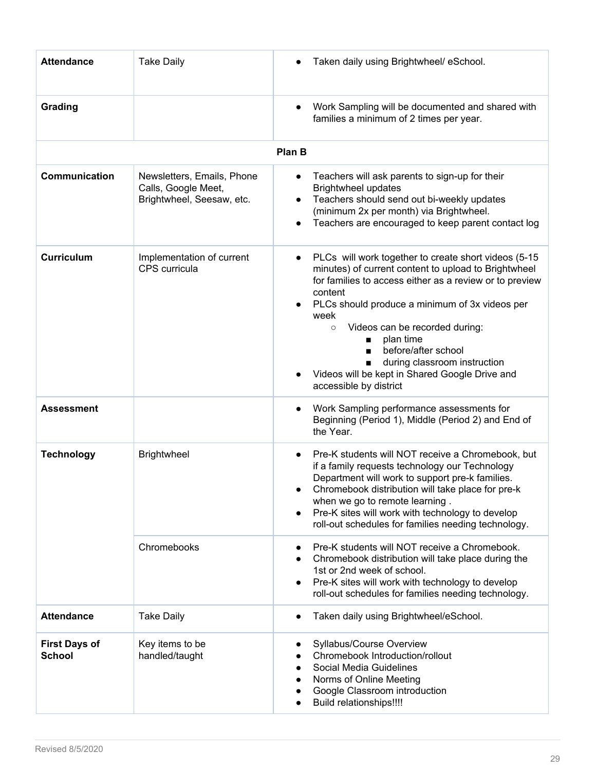| | | |
|---|---|---|
| **Attendance** | Take Daily | • Taken daily using Brightwheel/ eSchool. |
| **Grading** | | • Work Sampling will be documented and shared with families a minimum of 2 times per year. |
| | **Plan B** | |
| **Communication** | Newsletters, Emails, Phone Calls, Google Meet, Brightwheel, Seesaw, etc. | • Teachers will ask parents to sign-up for their Brightwheel updates<br>• Teachers should send out bi-weekly updates (minimum 2x per month) via Brightwheel.<br>• Teachers are encouraged to keep parent contact log |
| **Curriculum** | Implementation of current CPS curricula | • PLCs will work together to create short videos (5-15 minutes) of current content to upload to Brightwheel for families to access either as a review or to preview content<br>• PLCs should produce a minimum of 3x videos per week<br>&nbsp;&nbsp;&nbsp;&nbsp;○ Videos can be recorded during:<br>&nbsp;&nbsp;&nbsp;&nbsp;&nbsp;&nbsp;&nbsp;&nbsp;■ plan time<br>&nbsp;&nbsp;&nbsp;&nbsp;&nbsp;&nbsp;&nbsp;&nbsp;■ before/after school<br>&nbsp;&nbsp;&nbsp;&nbsp;&nbsp;&nbsp;&nbsp;&nbsp;■ during classroom instruction<br>• Videos will be kept in Shared Google Drive and accessible by district |
| **Assessment** | | • Work Sampling performance assessments for Beginning (Period 1), Middle (Period 2) and End of the Year. |
| **Technology** | Brightwheel | • Pre-K students will NOT receive a Chromebook, but if a family requests technology our Technology Department will work to support pre-k families.<br>• Chromebook distribution will take place for pre-k when we go to remote learning .<br>• Pre-K sites will work with technology to develop roll-out schedules for families needing technology. |
| | Chromebooks | • Pre-K students will NOT receive a Chromebook.<br>• Chromebook distribution will take place during the 1st or 2nd week of school.<br>• Pre-K sites will work with technology to develop roll-out schedules for families needing technology. |
| **Attendance** | Take Daily | • Taken daily using Brightwheel/eSchool. |
| **First Days of School** | Key items to be handled/taught | • Syllabus/Course Overview<br>• Chromebook Introduction/rollout<br>• Social Media Guidelines<br>• Norms of Online Meeting<br>• Google Classroom introduction<br>• Build relationships!!!! |

Revised 8/5/2020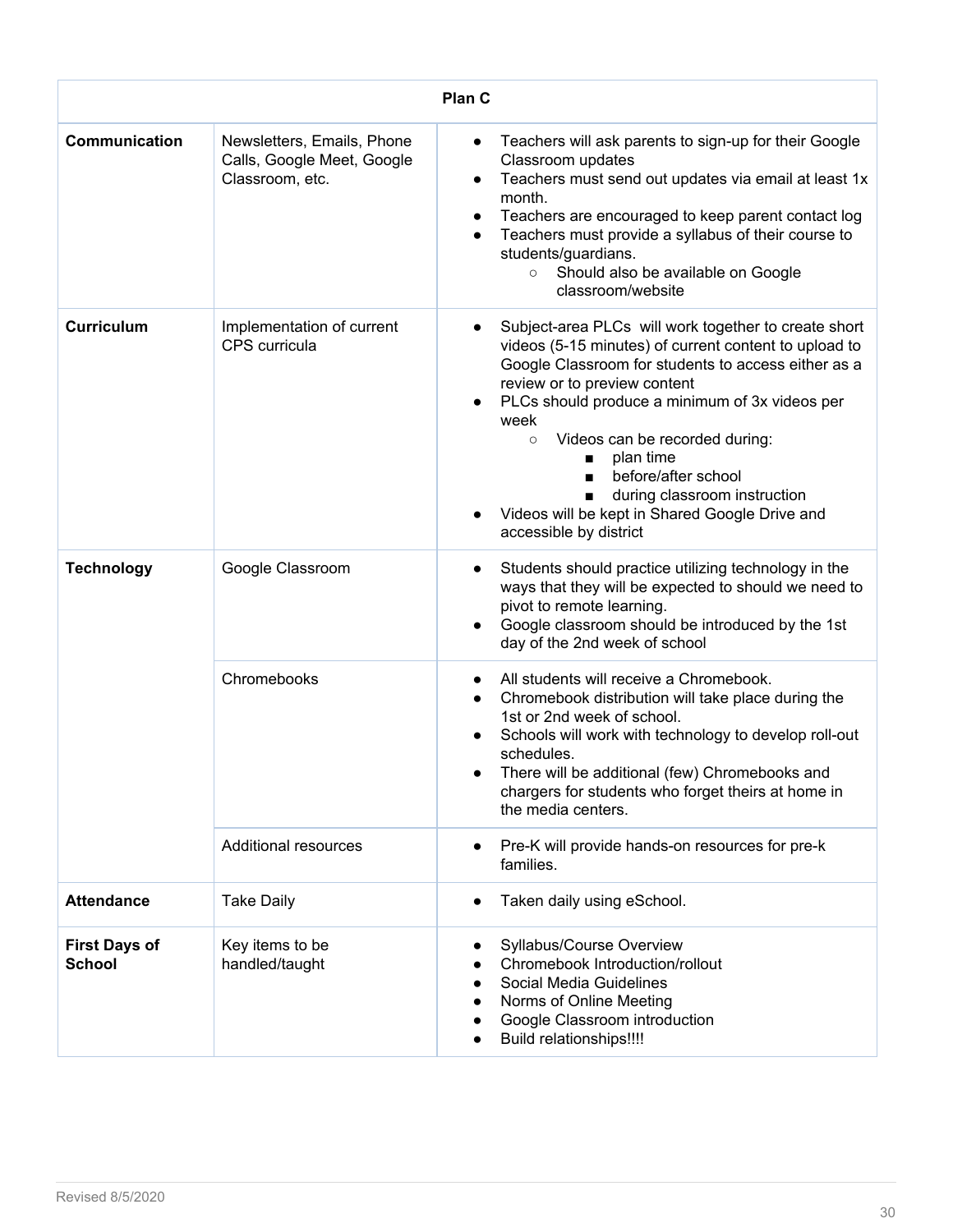| Plan C | | |
|---|---|---|
| **Communication** | Newsletters, Emails, Phone Calls, Google Meet, Google Classroom, etc. | • Teachers will ask parents to sign-up for their Google Classroom updates<br>• Teachers must send out updates via email at least 1x month.<br>• Teachers are encouraged to keep parent contact log<br>• Teachers must provide a syllabus of their course to students/guardians.<br>&nbsp;&nbsp;&nbsp;&nbsp;○ Should also be available on Google classroom/website |
| **Curriculum** | Implementation of current CPS curricula | • Subject-area PLCs will work together to create short videos (5-15 minutes) of current content to upload to Google Classroom for students to access either as a review or to preview content<br>• PLCs should produce a minimum of 3x videos per week<br>&nbsp;&nbsp;&nbsp;&nbsp;○ Videos can be recorded during:<br>&nbsp;&nbsp;&nbsp;&nbsp;&nbsp;&nbsp;&nbsp;&nbsp;■ plan time<br>&nbsp;&nbsp;&nbsp;&nbsp;&nbsp;&nbsp;&nbsp;&nbsp;■ before/after school<br>&nbsp;&nbsp;&nbsp;&nbsp;&nbsp;&nbsp;&nbsp;&nbsp;■ during classroom instruction<br>• Videos will be kept in Shared Google Drive and accessible by district |
| **Technology** | Google Classroom | • Students should practice utilizing technology in the ways that they will be expected to should we need to pivot to remote learning.<br>• Google classroom should be introduced by the 1st day of the 2nd week of school |
| | Chromebooks | • All students will receive a Chromebook.<br>• Chromebook distribution will take place during the 1st or 2nd week of school.<br>• Schools will work with technology to develop roll-out schedules.<br>• There will be additional (few) Chromebooks and chargers for students who forget theirs at home in the media centers. |
| | Additional resources | • Pre-K will provide hands-on resources for pre-k families. |
| **Attendance** | Take Daily | • Taken daily using eSchool. |
| **First Days of School** | Key items to be handled/taught | • Syllabus/Course Overview<br>• Chromebook Introduction/rollout<br>• Social Media Guidelines<br>• Norms of Online Meeting<br>• Google Classroom introduction<br>• Build relationships!!!! |

Revised 8/5/2020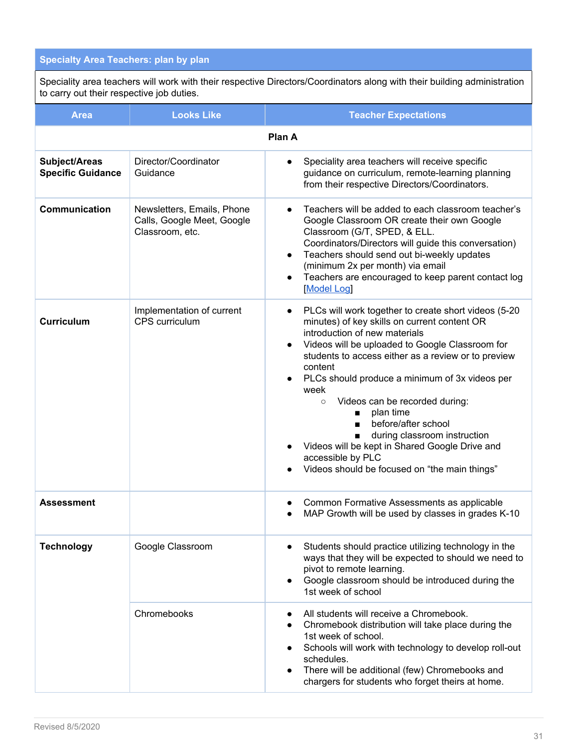| Specialty Area Teachers: plan by plan | | |
|---|---|---|
| Speciality area teachers will work with their respective Directors/Coordinators along with their building administration to carry out their respective job duties. | | |
| **Area** | **Looks Like** | **Teacher Expectations** |
| | **Plan A** | |
| **Subject/Areas Specific Guidance** | Director/Coordinator Guidance | • Speciality area teachers will receive specific guidance on curriculum, remote-learning planning from their respective Directors/Coordinators. |
| **Communication** | Newsletters, Emails, Phone Calls, Google Meet, Google Classroom, etc. | • Teachers will be added to each classroom teacher's Google Classroom OR create their own Google Classroom (G/T, SPED, & ELL. Coordinators/Directors will guide this conversation)<br>• Teachers should send out bi-weekly updates (minimum 2x per month) via email<br>• Teachers are encouraged to keep parent contact log [Model Log] |
| **Curriculum** | Implementation of current CPS curriculum | • PLCs will work together to create short videos (5-20 minutes) of key skills on current content OR introduction of new materials<br>• Videos will be uploaded to Google Classroom for students to access either as a review or to preview content<br>• PLCs should produce a minimum of 3x videos per week<br>&nbsp;&nbsp;○ Videos can be recorded during:<br>&nbsp;&nbsp;&nbsp;&nbsp;■ plan time<br>&nbsp;&nbsp;&nbsp;&nbsp;■ before/after school<br>&nbsp;&nbsp;&nbsp;&nbsp;■ during classroom instruction<br>• Videos will be kept in Shared Google Drive and accessible by PLC<br>• Videos should be focused on "the main things" |
| **Assessment** | | • Common Formative Assessments as applicable<br>• MAP Growth will be used by classes in grades K-10 |
| **Technology** | Google Classroom | • Students should practice utilizing technology in the ways that they will be expected to should we need to pivot to remote learning.<br>• Google classroom should be introduced during the 1st week of school |
| | Chromebooks | • All students will receive a Chromebook.<br>• Chromebook distribution will take place during the 1st week of school.<br>• Schools will work with technology to develop roll-out schedules.<br>• There will be additional (few) Chromebooks and chargers for students who forget theirs at home. |

Revised 8/5/2020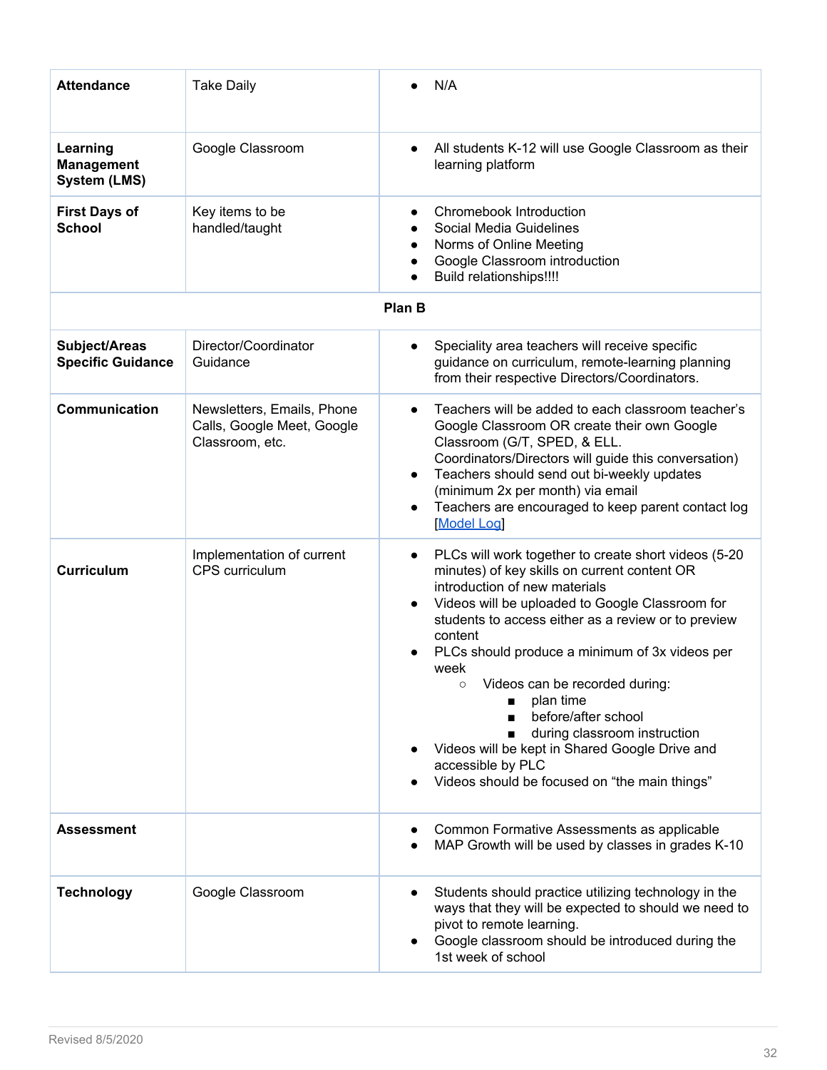| | | |
|---|---|---|
| **Attendance** | Take Daily | • N/A |
| **Learning Management System (LMS)** | Google Classroom | • All students K-12 will use Google Classroom as their learning platform |
| **First Days of School** | Key items to be handled/taught | • Chromebook Introduction<br>• Social Media Guidelines<br>• Norms of Online Meeting<br>• Google Classroom introduction<br>• Build relationships!!!! |
| | **Plan B** | |
| **Subject/Areas Specific Guidance** | Director/Coordinator Guidance | • Speciality area teachers will receive specific guidance on curriculum, remote-learning planning from their respective Directors/Coordinators. |
| **Communication** | Newsletters, Emails, Phone Calls, Google Meet, Google Classroom, etc. | • Teachers will be added to each classroom teacher's Google Classroom OR create their own Google Classroom (G/T, SPED, & ELL. Coordinators/Directors will guide this conversation)<br>• Teachers should send out bi-weekly updates (minimum 2x per month) via email<br>• Teachers are encouraged to keep parent contact log [Model Log] |
| **Curriculum** | Implementation of current CPS curriculum | • PLCs will work together to create short videos (5-20 minutes) of key skills on current content OR introduction of new materials<br>• Videos will be uploaded to Google Classroom for students to access either as a review or to preview content<br>• PLCs should produce a minimum of 3x videos per week<br>&nbsp;&nbsp;&nbsp;&nbsp;○ Videos can be recorded during:<br>&nbsp;&nbsp;&nbsp;&nbsp;&nbsp;&nbsp;&nbsp;&nbsp;■ plan time<br>&nbsp;&nbsp;&nbsp;&nbsp;&nbsp;&nbsp;&nbsp;&nbsp;■ before/after school<br>&nbsp;&nbsp;&nbsp;&nbsp;&nbsp;&nbsp;&nbsp;&nbsp;■ during classroom instruction<br>• Videos will be kept in Shared Google Drive and accessible by PLC<br>• Videos should be focused on "the main things" |
| **Assessment** | | • Common Formative Assessments as applicable<br>• MAP Growth will be used by classes in grades K-10 |
| **Technology** | Google Classroom | • Students should practice utilizing technology in the ways that they will be expected to should we need to pivot to remote learning.<br>• Google classroom should be introduced during the 1st week of school |

Revised 8/5/2020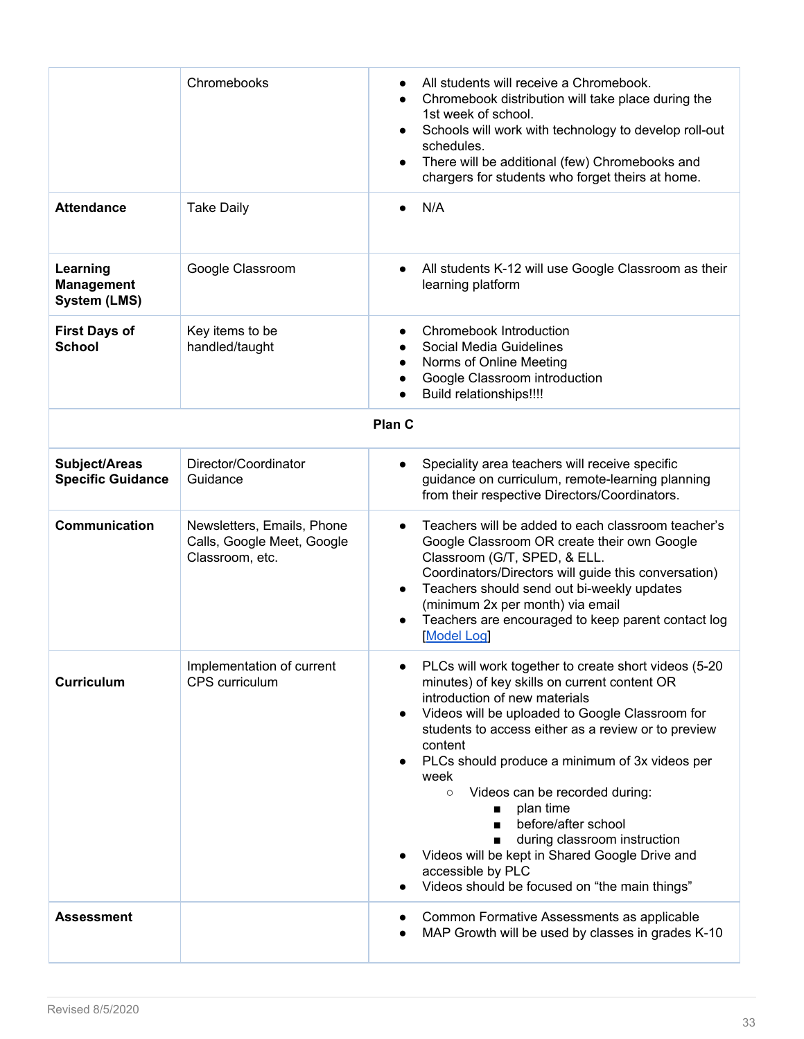| | | |
|---|---|---|
| | Chromebooks | • All students will receive a Chromebook.<br>• Chromebook distribution will take place during the 1st week of school.<br>• Schools will work with technology to develop roll-out schedules.<br>• There will be additional (few) Chromebooks and chargers for students who forget theirs at home. |
| **Attendance** | Take Daily | • N/A |
| **Learning Management System (LMS)** | Google Classroom | • All students K-12 will use Google Classroom as their learning platform |
| **First Days of School** | Key items to be handled/taught | • Chromebook Introduction<br>• Social Media Guidelines<br>• Norms of Online Meeting<br>• Google Classroom introduction<br>• Build relationships!!!! |
| | **Plan C** | |
| **Subject/Areas Specific Guidance** | Director/Coordinator Guidance | • Speciality area teachers will receive specific guidance on curriculum, remote-learning planning from their respective Directors/Coordinators. |
| **Communication** | Newsletters, Emails, Phone Calls, Google Meet, Google Classroom, etc. | • Teachers will be added to each classroom teacher's Google Classroom OR create their own Google Classroom (G/T, SPED, & ELL. Coordinators/Directors will guide this conversation)<br>• Teachers should send out bi-weekly updates (minimum 2x per month) via email<br>• Teachers are encouraged to keep parent contact log [Model Log] |
| **Curriculum** | Implementation of current CPS curriculum | • PLCs will work together to create short videos (5-20 minutes) of key skills on current content OR introduction of new materials<br>• Videos will be uploaded to Google Classroom for students to access either as a review or to preview content<br>• PLCs should produce a minimum of 3x videos per week<br>&nbsp;&nbsp;&nbsp;&nbsp;○ Videos can be recorded during:<br>&nbsp;&nbsp;&nbsp;&nbsp;&nbsp;&nbsp;&nbsp;&nbsp;■ plan time<br>&nbsp;&nbsp;&nbsp;&nbsp;&nbsp;&nbsp;&nbsp;&nbsp;■ before/after school<br>&nbsp;&nbsp;&nbsp;&nbsp;&nbsp;&nbsp;&nbsp;&nbsp;■ during classroom instruction<br>• Videos will be kept in Shared Google Drive and accessible by PLC<br>• Videos should be focused on "the main things" |
| **Assessment** | | • Common Formative Assessments as applicable<br>• MAP Growth will be used by classes in grades K-10 |

Revised 8/5/2020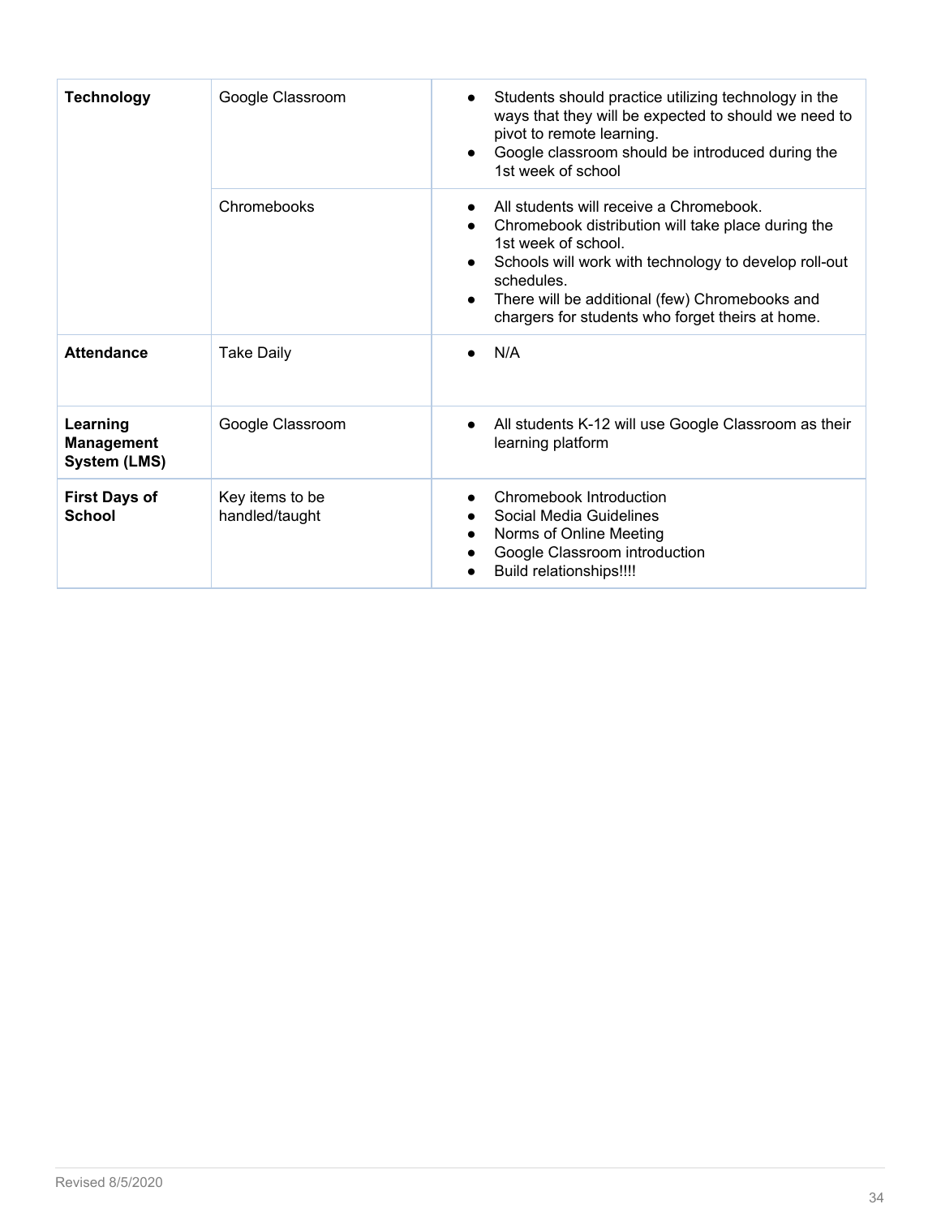| | | |
|---|---|---|
| **Technology** | Google Classroom | • Students should practice utilizing technology in the ways that they will be expected to should we need to pivot to remote learning.<br>• Google classroom should be introduced during the 1st week of school |
| | Chromebooks | • All students will receive a Chromebook.<br>• Chromebook distribution will take place during the 1st week of school.<br>• Schools will work with technology to develop roll-out schedules.<br>• There will be additional (few) Chromebooks and chargers for students who forget theirs at home. |
| **Attendance** | Take Daily | • N/A |
| **Learning Management System (LMS)** | Google Classroom | • All students K-12 will use Google Classroom as their learning platform |
| **First Days of School** | Key items to be handled/taught | • Chromebook Introduction<br>• Social Media Guidelines<br>• Norms of Online Meeting<br>• Google Classroom introduction<br>• Build relationships!!!! |

Revised 8/5/2020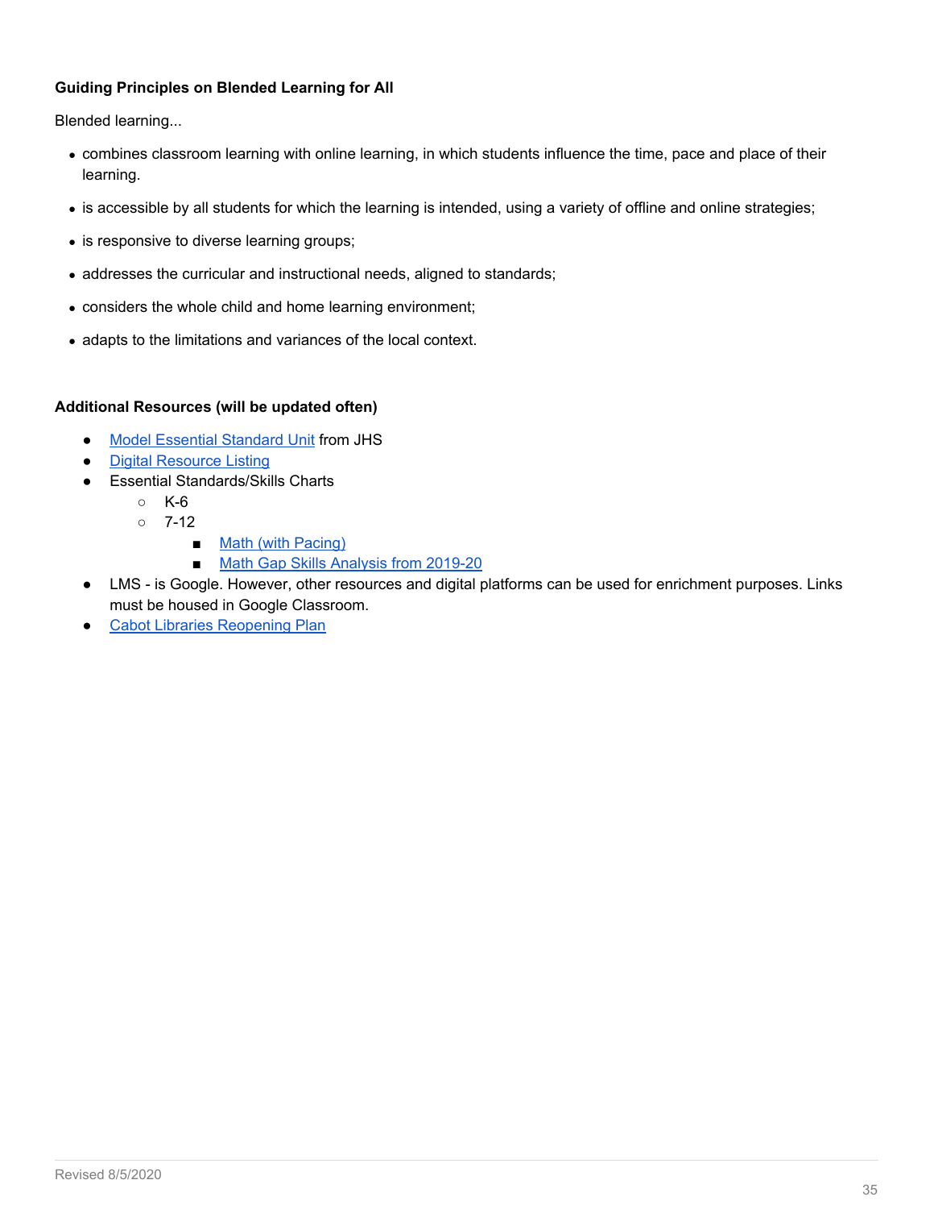**Guiding Principles on Blended Learning for All**

Blended learning...

- combines classroom learning with online learning, in which students influence the time, pace and place of their learning.
- is accessible by all students for which the learning is intended, using a variety of offline and online strategies;
- is responsive to diverse learning groups;
- addresses the curricular and instructional needs, aligned to standards;
- considers the whole child and home learning environment;
- adapts to the limitations and variances of the local context.

**Additional Resources (will be updated often)**

- Model Essential Standard Unit from JHS
- Digital Resource Listing
- Essential Standards/Skills Charts
    - K-6
    - 7-12
        - Math (with Pacing)
        - Math Gap Skills Analysis from 2019-20
- LMS - is Google. However, other resources and digital platforms can be used for enrichment purposes. Links must be housed in Google Classroom.
- Cabot Libraries Reopening Plan

Revised 8/5/2020